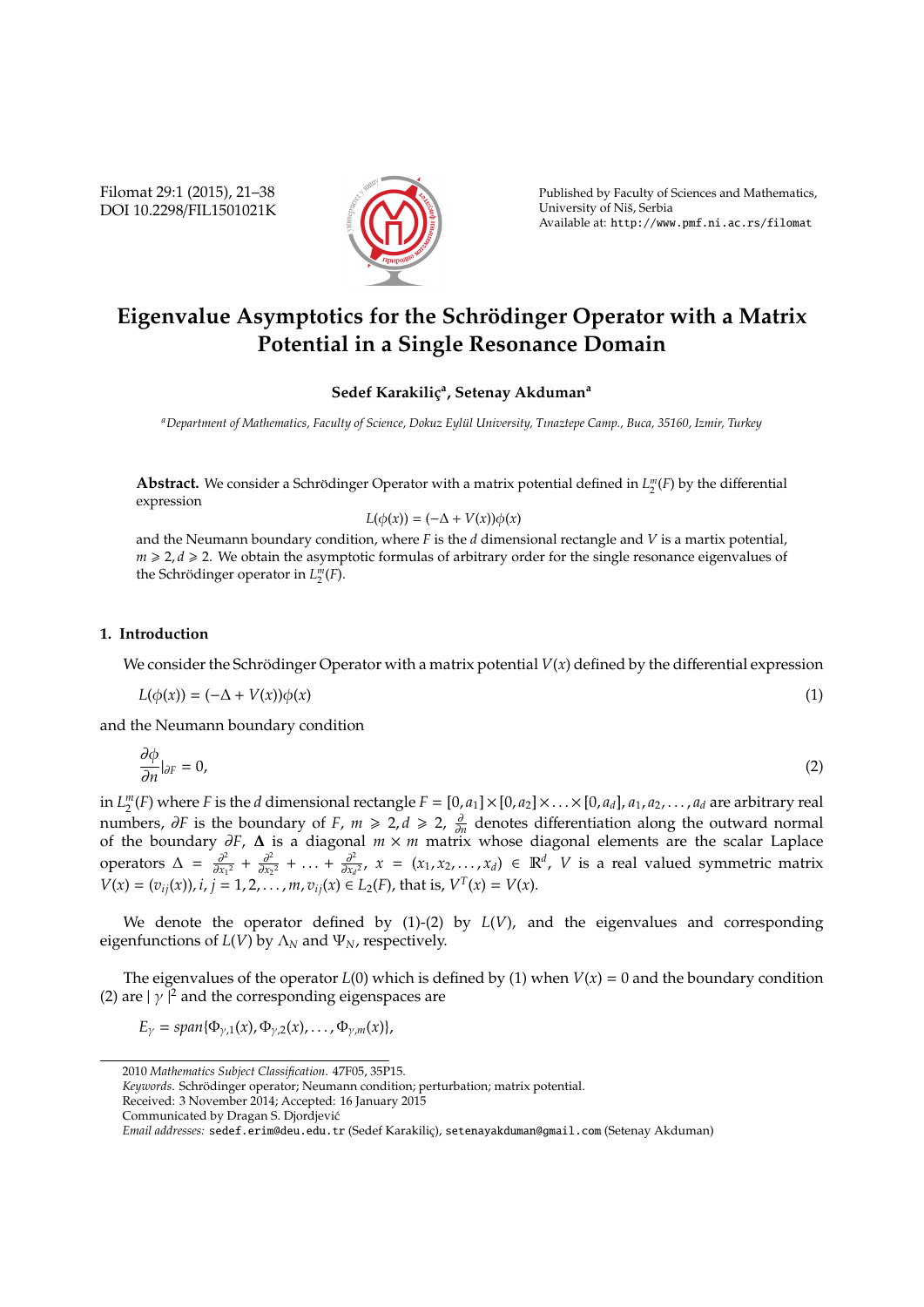# Eigenvalue Asymptotics for the Schrödinger Operator with a Matrix Potential in a Single Resonance Domain

**Sedef Karakiliç[a], Setenay Akduman[a]**

[a]*Department of Mathematics, Faculty of Science, Dokuz Eylül University, Tınaztepe Camp., Buca, 35160, Izmir, Turkey*

**Abstract.** We consider a Schrödinger Operator with a matrix potential defined in $L_2^m(F)$ by the differential expression

$$L(\phi(x)) = (-\Delta + V(x))\phi(x)$$

and the Neumann boundary condition, where $F$ is the $d$ dimensional rectangle and $V$ is a martix potential, $m \geqslant 2, d \geqslant 2$. We obtain the asymptotic formulas of arbitrary order for the single resonance eigenvalues of the Schrödinger operator in $L_2^m(F)$.

## 1. Introduction

We consider the Schrödinger Operator with a matrix potential $V(x)$ defined by the differential expression

$$L(\phi(x)) = (-\Delta + V(x))\phi(x) \tag{1}$$

and the Neumann boundary condition

$$\frac{\partial \phi}{\partial n}|_{\partial F} = 0, \tag{2}$$

in $L_2^m(F)$ where $F$ is the $d$ dimensional rectangle $F = [0, a_1] \times [0, a_2] \times \ldots \times [0, a_d]$, $a_1, a_2, \ldots, a_d$ are arbitrary real numbers, $\partial F$ is the boundary of $F$, $m \geqslant 2, d \geqslant 2$, $\frac{\partial}{\partial n}$ denotes differentiation along the outward normal of the boundary $\partial F$, $\mathbf{\Delta}$ is a diagonal $m \times m$ matrix whose diagonal elements are the scalar Laplace operators $\Delta = \frac{\partial^2}{\partial x_1{}^2} + \frac{\partial^2}{\partial x_2{}^2} + \ldots + \frac{\partial^2}{\partial x_d{}^2}$, $x = (x_1, x_2, \ldots, x_d) \in \mathbb{R}^d$, $V$ is a real valued symmetric matrix $V(x) = (v_{ij}(x)), i, j = 1, 2, \ldots, m, v_{ij}(x) \in L_2(F)$, that is, $V^T(x) = V(x)$.

We denote the operator defined by (1)-(2) by $L(V)$, and the eigenvalues and corresponding eigenfunctions of $L(V)$ by $\Lambda_N$ and $\Psi_N$, respectively.

The eigenvalues of the operator $L(0)$ which is defined by (1) when $V(x) = 0$ and the boundary condition (2) are $|\gamma|^2$ and the corresponding eigenspaces are

$$E_\gamma = span\{\Phi_{\gamma,1}(x), \Phi_{\gamma,2}(x), \ldots, \Phi_{\gamma,m}(x)\},$$

2010 *Mathematics Subject Classification*. 47F05, 35P15.

*Keywords*. Schrödinger operator; Neumann condition; perturbation; matrix potential.

Received: 3 November 2014; Accepted: 16 January 2015

Communicated by Dragan S. Djordjević

*Email addresses:* sedef.erim@deu.edu.tr (Sedef Karakiliç), setenayakduman@gmail.com (Setenay Akduman)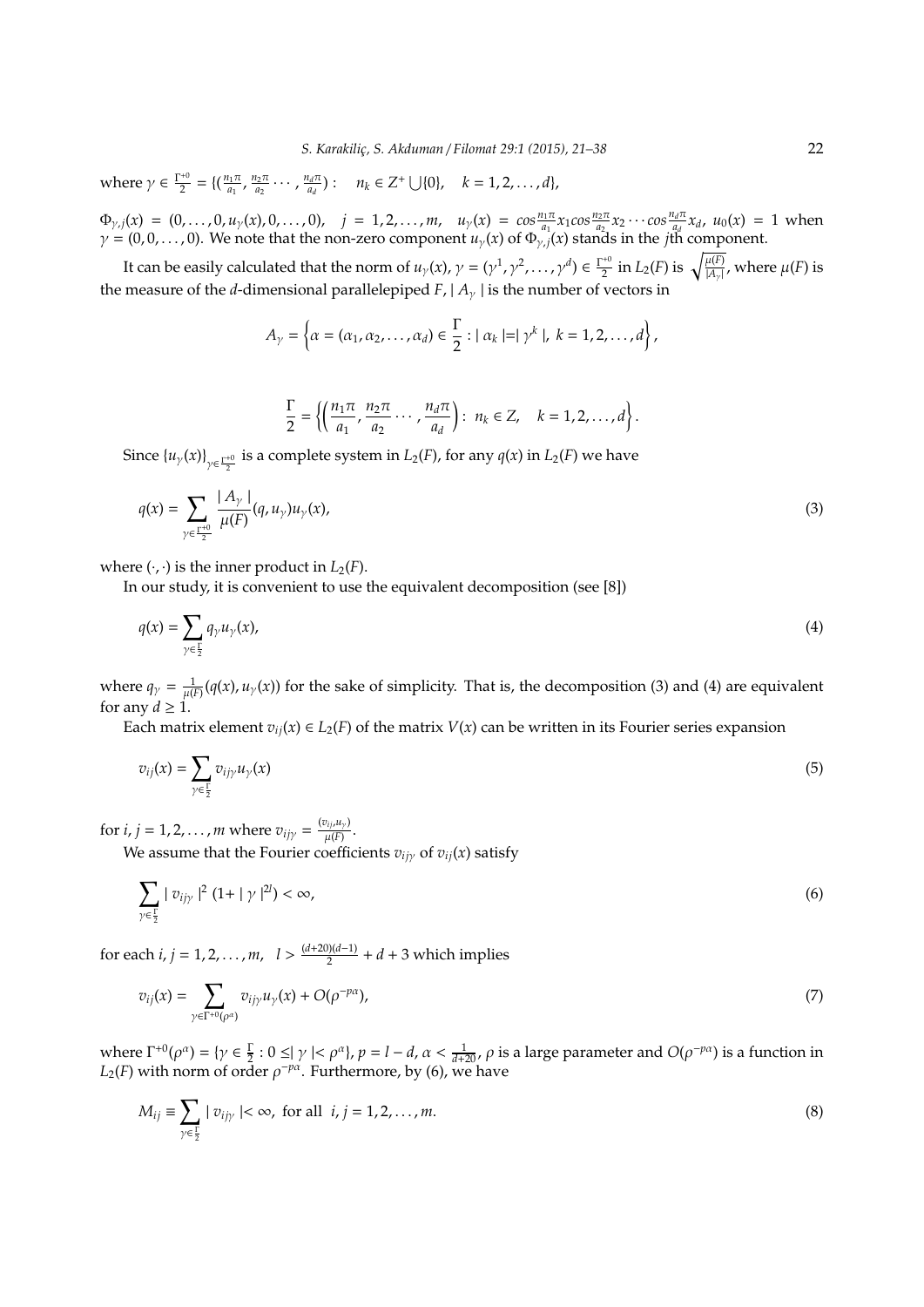where $\gamma \in \frac{\Gamma^{+0}}{2} = \{(\frac{n_1\pi}{a_1}, \frac{n_2\pi}{a_2} \cdots, \frac{n_d\pi}{a_d}) : \quad n_k \in Z^+ \bigcup \{0\}, \quad k = 1, 2, \ldots, d\}$,

$\Phi_{\gamma,j}(x) = (0, \ldots, 0, u_\gamma(x), 0, \ldots, 0)$, $\quad j = 1, 2, \ldots, m$, $\quad u_\gamma(x) = cos\frac{n_1\pi}{a_1}x_1 cos\frac{n_2\pi}{a_2}x_2 \cdots cos\frac{n_d\pi}{a_d}x_d$, $u_0(x) = 1$ when $\gamma = (0, 0, \ldots, 0)$. We note that the non-zero component $u_\gamma(x)$ of $\Phi_{\gamma,j}(x)$ stands in the $j$th component.

It can be easily calculated that the norm of $u_\gamma(x)$, $\gamma = (\gamma^1, \gamma^2, \ldots, \gamma^d) \in \frac{\Gamma^{+0}}{2}$ in $L_2(F)$ is $\sqrt{\frac{\mu(F)}{|A_\gamma|}}$, where $\mu(F)$ is the measure of the $d$-dimensional parallelepiped $F$, $| A_\gamma |$ is the number of vectors in

$$A_\gamma = \left\{ \alpha = (\alpha_1, \alpha_2, \ldots, \alpha_d) \in \frac{\Gamma}{2} : | \alpha_k |=| \gamma^k |, \ k = 1, 2, \ldots, d \right\},$$

$$\frac{\Gamma}{2} = \left\{ \left( \frac{n_1\pi}{a_1}, \frac{n_2\pi}{a_2} \cdots, \frac{n_d\pi}{a_d} \right) : \ n_k \in Z, \quad k = 1, 2, \ldots, d \right\}.$$

Since $\{u_\gamma(x)\}_{\gamma \in \frac{\Gamma^{+0}}{2}}$ is a complete system in $L_2(F)$, for any $q(x)$ in $L_2(F)$ we have

$$q(x) = \sum_{\gamma \in \frac{\Gamma^{+0}}{2}} \frac{| A_\gamma |}{\mu(F)} (q, u_\gamma) u_\gamma(x), \tag{3}$$

where $(\cdot, \cdot)$ is the inner product in $L_2(F)$.

In our study, it is convenient to use the equivalent decomposition (see [8])

$$q(x) = \sum_{\gamma \in \frac{\Gamma}{2}} q_\gamma u_\gamma(x), \tag{4}$$

where $q_\gamma = \frac{1}{\mu(F)}(q(x), u_\gamma(x))$ for the sake of simplicity. That is, the decomposition (3) and (4) are equivalent for any $d \geq 1$.

Each matrix element $v_{ij}(x) \in L_2(F)$ of the matrix $V(x)$ can be written in its Fourier series expansion

$$v_{ij}(x) = \sum_{\gamma \in \frac{\Gamma}{2}} v_{ij\gamma} u_\gamma(x) \tag{5}$$

for $i, j = 1, 2, \ldots, m$ where $v_{ij\gamma} = \frac{(v_{ij}, u_\gamma)}{\mu(F)}$.

We assume that the Fourier coefficients $v_{ij\gamma}$ of $v_{ij}(x)$ satisfy

$$\sum_{\gamma \in \frac{\Gamma}{2}} | v_{ij\gamma} |^2 \ (1+ | \gamma |^{2l}) < \infty, \tag{6}$$

for each $i, j = 1, 2, \ldots, m$, $\quad l > \frac{(d+20)(d-1)}{2} + d + 3$ which implies

$$v_{ij}(x) = \sum_{\gamma \in \Gamma^{+0}(\rho^\alpha)} v_{ij\gamma} u_\gamma(x) + O(\rho^{-p\alpha}), \tag{7}$$

where $\Gamma^{+0}(\rho^\alpha) = \{\gamma \in \frac{\Gamma}{2} : 0 \leq| \gamma |< \rho^\alpha\}$, $p = l - d$, $\alpha < \frac{1}{d+20}$, $\rho$ is a large parameter and $O(\rho^{-p\alpha})$ is a function in $L_2(F)$ with norm of order $\rho^{-p\alpha}$. Furthermore, by (6), we have

$$M_{ij} \equiv \sum_{\gamma \in \frac{\Gamma}{2}} | v_{ij\gamma} |< \infty, \text{ for all } \ i, j = 1, 2, \ldots, m. \tag{8}$$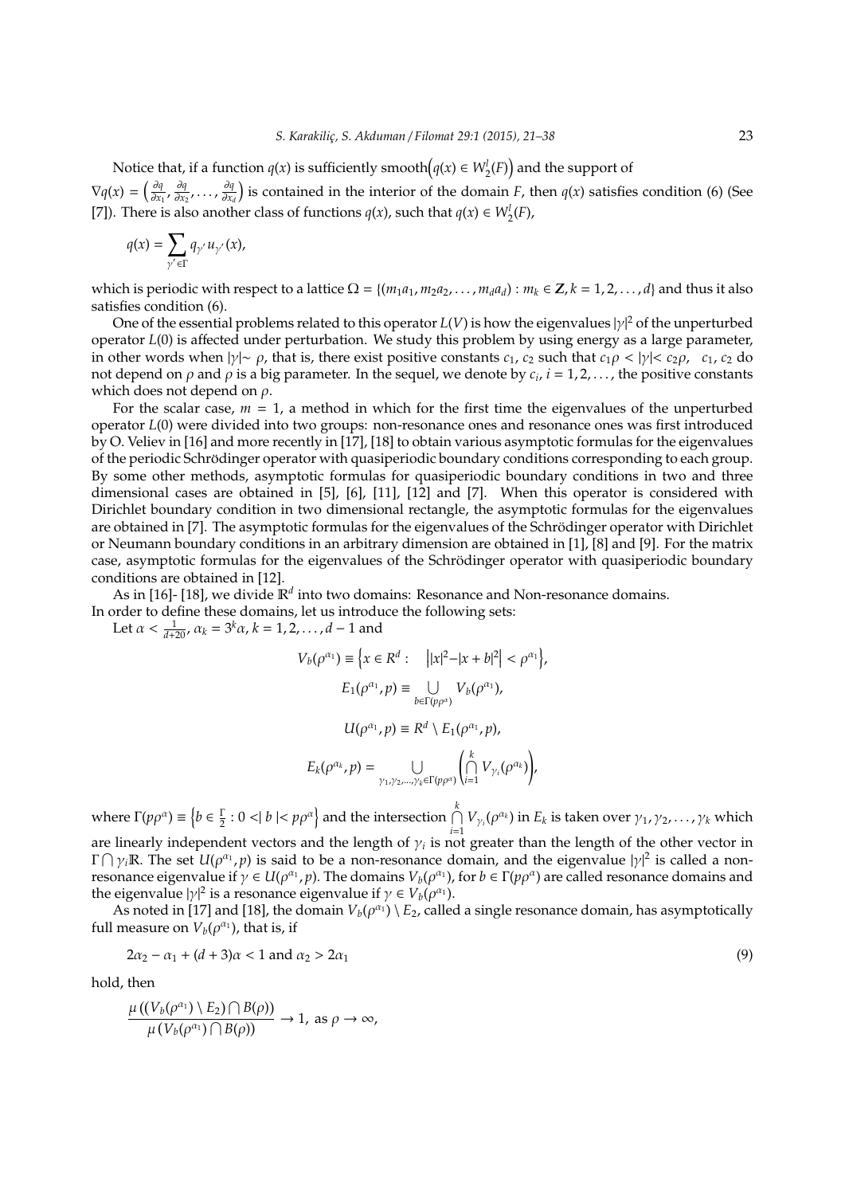Notice that, if a function $q(x)$ is sufficiently smooth$\left(q(x) \in W_2^l(F)\right)$ and the support of $\nabla q(x) = \left(\frac{\partial q}{\partial x_1}, \frac{\partial q}{\partial x_2}, \ldots, \frac{\partial q}{\partial x_d}\right)$ is contained in the interior of the domain $F$, then $q(x)$ satisfies condition (6) (See [7]). There is also another class of functions $q(x)$, such that $q(x) \in W_2^l(F)$,

$$q(x) = \sum_{\gamma' \in \Gamma} q_{\gamma'} u_{\gamma'}(x),$$

which is periodic with respect to a lattice $\Omega = \{(m_1 a_1, m_2 a_2, \ldots, m_d a_d) : m_k \in \mathbf{Z}, k = 1, 2, \ldots, d\}$ and thus it also satisfies condition (6).

One of the essential problems related to this operator $L(V)$ is how the eigenvalues $|\gamma|^2$ of the unperturbed operator $L(0)$ is affected under perturbation. We study this problem by using energy as a large parameter, in other words when $|\gamma| \sim \rho$, that is, there exist positive constants $c_1$, $c_2$ such that $c_1 \rho < |\gamma| < c_2 \rho$, $c_1$, $c_2$ do not depend on $\rho$ and $\rho$ is a big parameter. In the sequel, we denote by $c_i$, $i = 1, 2, \ldots$, the positive constants which does not depend on $\rho$.

For the scalar case, $m = 1$, a method in which for the first time the eigenvalues of the unperturbed operator $L(0)$ were divided into two groups: non-resonance ones and resonance ones was first introduced by O. Veliev in [16] and more recently in [17], [18] to obtain various asymptotic formulas for the eigenvalues of the periodic Schrödinger operator with quasiperiodic boundary conditions corresponding to each group. By some other methods, asymptotic formulas for quasiperiodic boundary conditions in two and three dimensional cases are obtained in [5], [6], [11], [12] and [7]. When this operator is considered with Dirichlet boundary condition in two dimensional rectangle, the asymptotic formulas for the eigenvalues are obtained in [7]. The asymptotic formulas for the eigenvalues of the Schrödinger operator with Dirichlet or Neumann boundary conditions in an arbitrary dimension are obtained in [1], [8] and [9]. For the matrix case, asymptotic formulas for the eigenvalues of the Schrödinger operator with quasiperiodic boundary conditions are obtained in [12].

As in [16]- [18], we divide $\mathbb{R}^d$ into two domains: Resonance and Non-resonance domains.
In order to define these domains, let us introduce the following sets:

Let $\alpha < \frac{1}{d+20}$, $\alpha_k = 3^k \alpha$, $k = 1, 2, \ldots, d-1$ and

$$V_b(\rho^{\alpha_1}) \equiv \left\{x \in R^d : \quad \left||x|^2 - |x+b|^2\right| < \rho^{\alpha_1}\right\},$$

$$E_1(\rho^{\alpha_1}, p) \equiv \bigcup_{b \in \Gamma(p\rho^{\alpha})} V_b(\rho^{\alpha_1}),$$

$$U(\rho^{\alpha_1}, p) \equiv R^d \setminus E_1(\rho^{\alpha_1}, p),$$

$$E_k(\rho^{\alpha_k}, p) = \bigcup_{\gamma_1, \gamma_2, \ldots, \gamma_k \in \Gamma(p\rho^{\alpha})} \left(\bigcap_{i=1}^{k} V_{\gamma_i}(\rho^{\alpha_k})\right),$$

where $\Gamma(p\rho^{\alpha}) \equiv \left\{b \in \frac{\Gamma}{2} : 0 < |b| < p\rho^{\alpha}\right\}$ and the intersection $\bigcap_{i=1}^{k} V_{\gamma_i}(\rho^{\alpha_k})$ in $E_k$ is taken over $\gamma_1, \gamma_2, \ldots, \gamma_k$ which are linearly independent vectors and the length of $\gamma_i$ is not greater than the length of the other vector in $\Gamma \bigcap \gamma_i \mathbb{R}$. The set $U(\rho^{\alpha_1}, p)$ is said to be a non-resonance domain, and the eigenvalue $|\gamma|^2$ is called a non-resonance eigenvalue if $\gamma \in U(\rho^{\alpha_1}, p)$. The domains $V_b(\rho^{\alpha_1})$, for $b \in \Gamma(p\rho^{\alpha})$ are called resonance domains and the eigenvalue $|\gamma|^2$ is a resonance eigenvalue if $\gamma \in V_b(\rho^{\alpha_1})$.

As noted in [17] and [18], the domain $V_b(\rho^{\alpha_1}) \setminus E_2$, called a single resonance domain, has asymptotically full measure on $V_b(\rho^{\alpha_1})$, that is, if

$$2\alpha_2 - \alpha_1 + (d+3)\alpha < 1 \text{ and } \alpha_2 > 2\alpha_1 \tag{9}$$

hold, then

$$\frac{\mu\left((V_b(\rho^{\alpha_1}) \setminus E_2) \bigcap B(\rho)\right)}{\mu\left(V_b(\rho^{\alpha_1}) \bigcap B(\rho)\right)} \to 1, \text{ as } \rho \to \infty,$$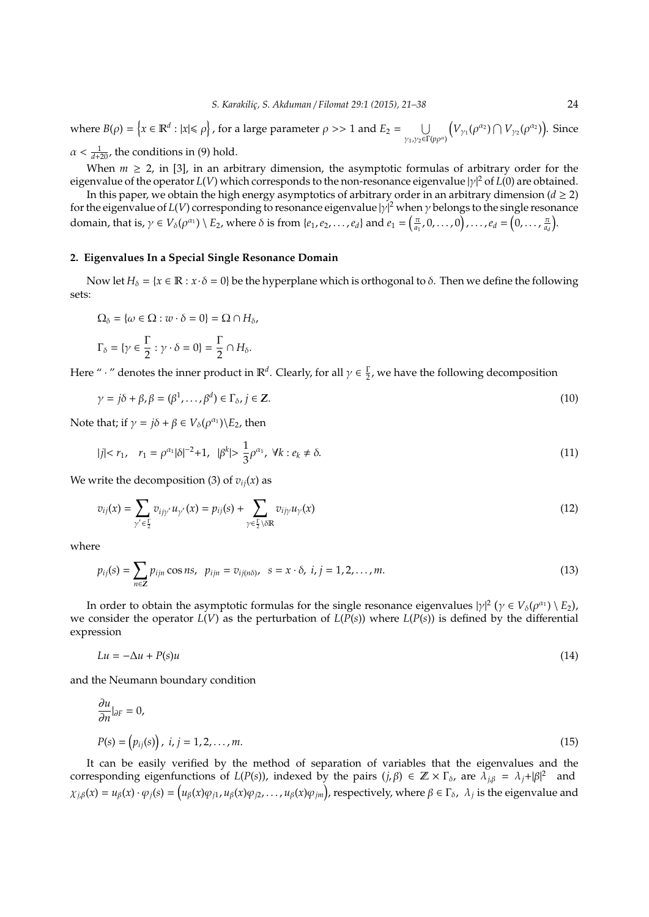where $B(\rho) = \left\{x \in \mathbb{R}^d : |x| \leqslant \rho\right\}$, for a large parameter $\rho >> 1$ and $E_2 = \bigcup_{\gamma_1, \gamma_2 \in \Gamma(p\rho^{\alpha})} \left(V_{\gamma_1}(\rho^{\alpha_2}) \bigcap V_{\gamma_2}(\rho^{\alpha_2})\right)$. Since $\alpha < \frac{1}{d+20}$, the conditions in (9) hold.

When $m \geq 2$, in [3], in an arbitrary dimension, the asymptotic formulas of arbitrary order for the eigenvalue of the operator $L(V)$ which corresponds to the non-resonance eigenvalue $|\gamma|^2$ of $L(0)$ are obtained.

In this paper, we obtain the high energy asymptotics of arbitrary order in an arbitrary dimension ($d \geq 2$) for the eigenvalue of $L(V)$ corresponding to resonance eigenvalue $|\gamma|^2$ when $\gamma$ belongs to the single resonance domain, that is, $\gamma \in V_\delta(\rho^{\alpha_1}) \setminus E_2$, where $\delta$ is from $\{e_1, e_2, \ldots, e_d\}$ and $e_1 = \left(\frac{\pi}{a_1}, 0, \ldots, 0\right), \ldots, e_d = \left(0, \ldots, \frac{\pi}{a_d}\right)$.

## 2. Eigenvalues In a Special Single Resonance Domain

Now let $H_\delta = \{x \in \mathbb{R} : x \cdot \delta = 0\}$ be the hyperplane which is orthogonal to $\delta$. Then we define the following sets:

$$\Omega_\delta = \{\omega \in \Omega : w \cdot \delta = 0\} = \Omega \cap H_\delta,$$

$$\Gamma_\delta = \{\gamma \in \frac{\Gamma}{2} : \gamma \cdot \delta = 0\} = \frac{\Gamma}{2} \cap H_\delta.$$

Here " $\cdot$ " denotes the inner product in $\mathbb{R}^d$. Clearly, for all $\gamma \in \frac{\Gamma}{2}$, we have the following decomposition

$$\gamma = j\delta + \beta, \beta = (\beta^1, \ldots, \beta^d) \in \Gamma_\delta, j \in \mathbf{Z}. \tag{10}$$

Note that; if $\gamma = j\delta + \beta \in V_\delta(\rho^{\alpha_1}) \backslash E_2$, then

$$|j| < r_1, \quad r_1 = \rho^{\alpha_1}|\delta|^{-2} + 1, \quad |\beta^k| > \frac{1}{3}\rho^{\alpha_1}, \; \forall k : e_k \neq \delta. \tag{11}$$

We write the decomposition (3) of $v_{ij}(x)$ as

$$v_{ij}(x) = \sum_{\gamma' \in \frac{\Gamma}{2}} v_{ij\gamma'} u_{\gamma'}(x) = p_{ij}(s) + \sum_{\gamma \in \frac{\Gamma}{2} \backslash \delta\mathbb{R}} v_{ij\gamma} u_\gamma(x) \tag{12}$$

where

$$p_{ij}(s) = \sum_{n \in \mathbf{Z}} p_{ijn} \cos ns, \;\; p_{ijn} = v_{ij(n\delta)}, \;\; s = x \cdot \delta, \; i, j = 1, 2, \ldots, m. \tag{13}$$

In order to obtain the asymptotic formulas for the single resonance eigenvalues $|\gamma|^2$ ($\gamma \in V_\delta(\rho^{\alpha_1}) \setminus E_2$), we consider the operator $L(V)$ as the perturbation of $L(P(s))$ where $L(P(s))$ is defined by the differential expression

$$Lu = -\Delta u + P(s)u \tag{14}$$

and the Neumann boundary condition

$$\frac{\partial u}{\partial n}|_{\partial F} = 0,$$

$$P(s) = \left(p_{ij}(s)\right), \; i, j = 1, 2, \ldots, m. \tag{15}$$

It can be easily verified by the method of separation of variables that the eigenvalues and the corresponding eigenfunctions of $L(P(s))$, indexed by the pairs $(j, \beta) \in \mathbb{Z} \times \Gamma_\delta$, are $\lambda_{j,\beta} = \lambda_j + |\beta|^2$ and $\chi_{j,\beta}(x) = u_\beta(x) \cdot \varphi_j(s) = \left(u_\beta(x)\varphi_{j1}, u_\beta(x)\varphi_{j2}, \ldots, u_\beta(x)\varphi_{jm}\right)$, respectively, where $\beta \in \Gamma_\delta$, $\lambda_j$ is the eigenvalue and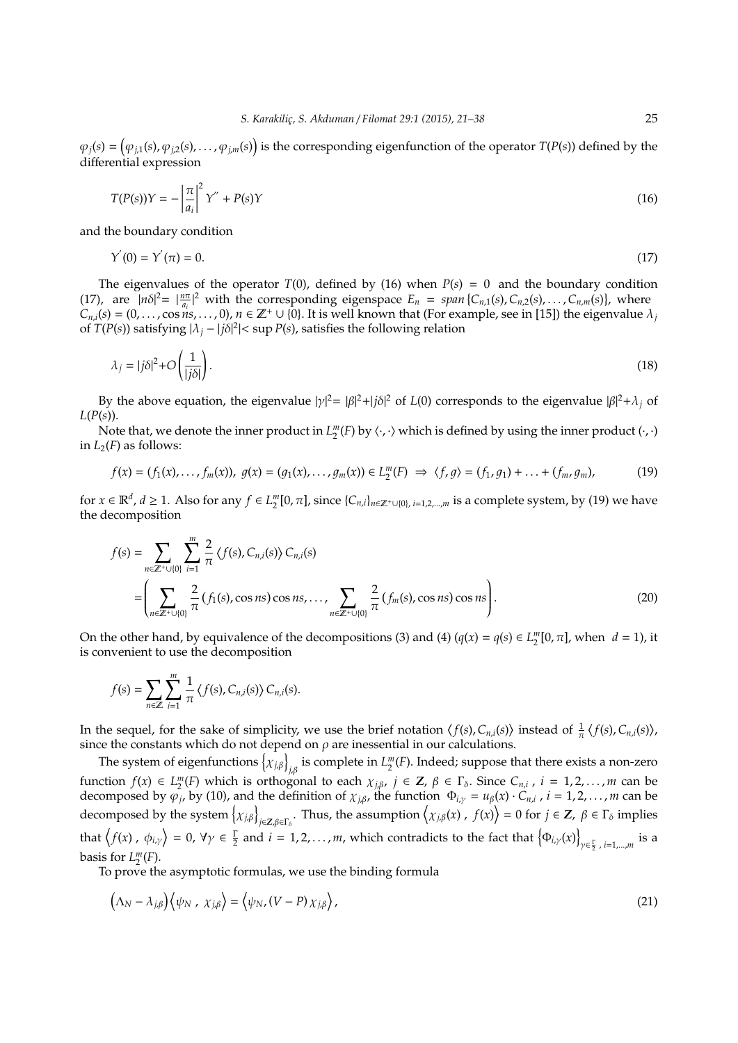$\varphi_j(s) = \left(\varphi_{j,1}(s), \varphi_{j,2}(s), \ldots, \varphi_{j,m}(s)\right)$ is the corresponding eigenfunction of the operator $T(P(s))$ defined by the differential expression

$$T(P(s))Y = -\left|\frac{\pi}{a_i}\right|^2 Y^{''} + P(s)Y \tag{16}$$

and the boundary condition

$$Y^{'}(0) = Y^{'}(\pi) = 0. \tag{17}$$

The eigenvalues of the operator $T(0)$, defined by (16) when $P(s) = 0$ and the boundary condition (17), are $|n\delta|^2 = |\frac{n\pi}{a_i}|^2$ with the corresponding eigenspace $E_n = span\{C_{n,1}(s), C_{n,2}(s), \ldots, C_{n,m}(s)\}$, where $C_{n,i}(s) = (0, \ldots, \cos ns, \ldots, 0)$, $n \in \mathbb{Z}^+ \cup \{0\}$. It is well known that (For example, see in [15]) the eigenvalue $\lambda_j$ of $T(P(s))$ satisfying $|\lambda_j - |j\delta|^2| < \sup P(s)$, satisfies the following relation

$$\lambda_j = |j\delta|^2 + O\left(\frac{1}{|j\delta|}\right). \tag{18}$$

By the above equation, the eigenvalue $|\gamma|^2 = |\beta|^2 + |j\delta|^2$ of $L(0)$ corresponds to the eigenvalue $|\beta|^2 + \lambda_j$ of $L(P(s))$.

Note that, we denote the inner product in $L_2^m(F)$ by $\langle \cdot, \cdot \rangle$ which is defined by using the inner product $(\cdot, \cdot)$ in $L_2(F)$ as follows:

$$f(x) = (f_1(x), \ldots, f_m(x)),\ g(x) = (g_1(x), \ldots, g_m(x)) \in L_2^m(F) \ \Rightarrow \ \langle f, g \rangle = (f_1, g_1) + \ldots + (f_m, g_m), \tag{19}$$

for $x \in \mathbb{R}^d$, $d \geq 1$. Also for any $f \in L_2^m[0, \pi]$, since $\{C_{n,i}\}_{n \in \mathbb{Z}^+ \cup \{0\},\, i=1,2,\ldots,m}$ is a complete system, by (19) we have the decomposition

$$\begin{aligned} f(s) &= \sum_{n \in \mathbb{Z}^+ \cup \{0\}} \sum_{i=1}^{m} \frac{2}{\pi} \langle f(s), C_{n,i}(s) \rangle C_{n,i}(s) \\ &= \left( \sum_{n \in \mathbb{Z}^+ \cup \{0\}} \frac{2}{\pi} (f_1(s), \cos ns) \cos ns, \ldots, \sum_{n \in \mathbb{Z}^+ \cup \{0\}} \frac{2}{\pi} (f_m(s), \cos ns) \cos ns \right). \end{aligned} \tag{20}$$

On the other hand, by equivalence of the decompositions (3) and (4) ($q(x) = q(s) \in L_2^m[0, \pi]$, when $d = 1$), it is convenient to use the decomposition

$$f(s) = \sum_{n \in \mathbb{Z}} \sum_{i=1}^{m} \frac{1}{\pi} \langle f(s), C_{n,i}(s) \rangle C_{n,i}(s).$$

In the sequel, for the sake of simplicity, we use the brief notation $\langle f(s), C_{n,i}(s) \rangle$ instead of $\frac{1}{\pi} \langle f(s), C_{n,i}(s) \rangle$, since the constants which do not depend on $\rho$ are inessential in our calculations.

The system of eigenfunctions $\left\{\chi_{j,\beta}\right\}_{j,\beta}$ is complete in $L_2^m(F)$. Indeed; suppose that there exists a non-zero function $f(x) \in L_2^m(F)$ which is orthogonal to each $\chi_{j,\beta}$, $j \in \mathbf{Z}$, $\beta \in \Gamma_\delta$. Since $C_{n,i}$, $i = 1, 2, \ldots, m$ can be decomposed by $\varphi_j$, by (10), and the definition of $\chi_{j,\beta}$, the function $\Phi_{i,\gamma} = u_\beta(x) \cdot C_{n,i}$, $i = 1, 2, \ldots, m$ can be decomposed by the system $\left\{\chi_{j,\beta}\right\}_{j \in \mathbf{Z}, \beta \in \Gamma_\delta}$. Thus, the assumption $\left\langle \chi_{j,\beta}(x)\ ,\ f(x) \right\rangle = 0$ for $j \in \mathbf{Z}$, $\beta \in \Gamma_\delta$ implies that $\left\langle f(x)\ ,\ \phi_{i,\gamma} \right\rangle = 0$, $\forall \gamma \in \frac{\Gamma}{2}$ and $i = 1, 2, \ldots, m$, which contradicts to the fact that $\left\{\Phi_{i,\gamma}(x)\right\}_{\gamma \in \frac{\Gamma}{2},\, i=1,\ldots,m}$ is a basis for $L_2^m(F)$.

To prove the asymptotic formulas, we use the binding formula

$$\left(\Lambda_N - \lambda_{j,\beta}\right)\left\langle \psi_N\ ,\ \chi_{j,\beta} \right\rangle = \left\langle \psi_N, (V - P)\, \chi_{j,\beta} \right\rangle, \tag{21}$$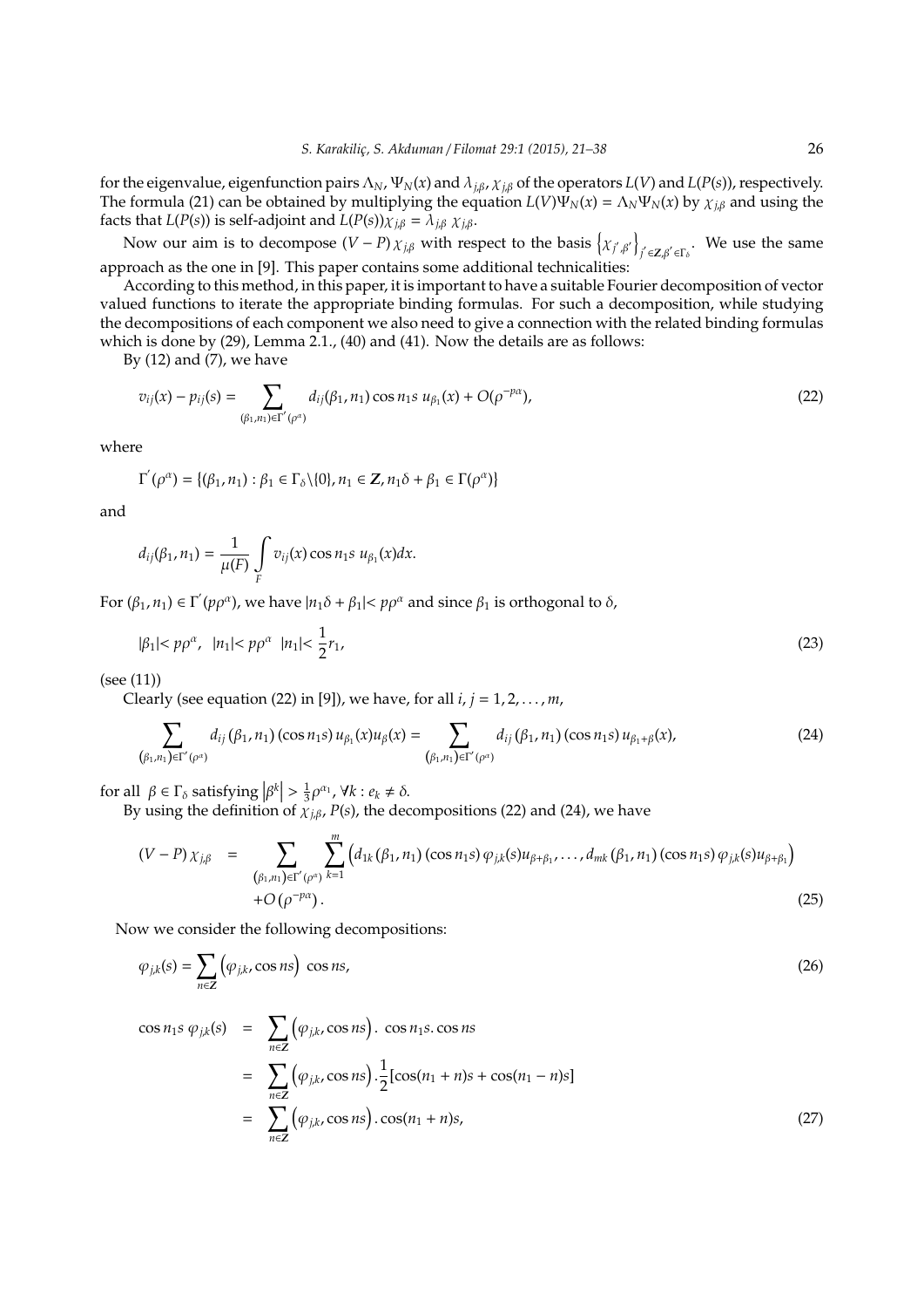for the eigenvalue, eigenfunction pairs $\Lambda_N$, $\Psi_N(x)$ and $\lambda_{j,\beta}$, $\chi_{j,\beta}$ of the operators $L(V)$ and $L(P(s))$, respectively. The formula (21) can be obtained by multiplying the equation $L(V)\Psi_N(x) = \Lambda_N\Psi_N(x)$ by $\chi_{j,\beta}$ and using the facts that $L(P(s))$ is self-adjoint and $L(P(s))\chi_{j,\beta} = \lambda_{j,\beta}\ \chi_{j,\beta}$.

Now our aim is to decompose $(V-P)\,\chi_{j,\beta}$ with respect to the basis $\left\{\chi_{j',\beta'}\right\}_{j'\in\mathbf{Z},\beta'\in\Gamma_\delta}$. We use the same approach as the one in [9]. This paper contains some additional technicalities:

According to this method, in this paper, it is important to have a suitable Fourier decomposition of vector valued functions to iterate the appropriate binding formulas. For such a decomposition, while studying the decompositions of each component we also need to give a connection with the related binding formulas which is done by (29), Lemma 2.1., (40) and (41). Now the details are as follows:

By (12) and (7), we have

$$v_{ij}(x) - p_{ij}(s) = \sum_{(\beta_1,n_1)\in\Gamma'(\rho^\alpha)} d_{ij}(\beta_1,n_1)\cos n_1 s\ u_{\beta_1}(x) + O(\rho^{-p\alpha}), \tag{22}$$

where

$$\Gamma'(\rho^\alpha) = \{(\beta_1,n_1) : \beta_1\in\Gamma_\delta\backslash\{0\},\, n_1\in\mathbf{Z},\, n_1\delta+\beta_1\in\Gamma(\rho^\alpha)\}$$

and

$$d_{ij}(\beta_1,n_1) = \frac{1}{\mu(F)}\int\limits_F v_{ij}(x)\cos n_1 s\ u_{\beta_1}(x)dx.$$

For $(\beta_1,n_1)\in\Gamma'(p\rho^\alpha)$, we have $|n_1\delta+\beta_1| < p\rho^\alpha$ and since $\beta_1$ is orthogonal to $\delta$,

$$|\beta_1| < p\rho^\alpha,\ \ |n_1| < p\rho^\alpha\ \ |n_1| < \frac{1}{2}r_1, \tag{23}$$

(see (11))

Clearly (see equation (22) in [9]), we have, for all $i,j = 1,2,\ldots,m$,

$$\sum_{(\beta_1,n_1)\in\Gamma'(\rho^\alpha)} d_{ij}(\beta_1,n_1)\,(\cos n_1 s)\,u_{\beta_1}(x)u_\beta(x) = \sum_{(\beta_1,n_1)\in\Gamma'(\rho^\alpha)} d_{ij}(\beta_1,n_1)\,(\cos n_1 s)\,u_{\beta_1+\beta}(x), \tag{24}$$

for all $\beta\in\Gamma_\delta$ satisfying $\left|\beta^k\right| > \frac{1}{3}\rho^{\alpha_1}$, $\forall k : e_k \neq \delta$.

By using the definition of $\chi_{j,\beta}$, $P(s)$, the decompositions (22) and (24), we have

$$\begin{aligned}(V-P)\,\chi_{j,\beta} \;=\; & \sum_{(\beta_1,n_1)\in\Gamma'(\rho^\alpha)}\sum_{k=1}^{m}\Big(d_{1k}(\beta_1,n_1)\,(\cos n_1 s)\,\varphi_{j,k}(s)u_{\beta+\beta_1},\ldots,d_{mk}(\beta_1,n_1)\,(\cos n_1 s)\,\varphi_{j,k}(s)u_{\beta+\beta_1}\Big)\\ & +O\left(\rho^{-p\alpha}\right).\end{aligned} \tag{25}$$

Now we consider the following decompositions:

$$\varphi_{j,k}(s) = \sum_{n\in\mathbf{Z}}\left(\varphi_{j,k},\cos ns\right)\ \cos ns, \tag{26}$$

$$\begin{aligned}\cos n_1 s\ \varphi_{j,k}(s) \;&=\; \sum_{n\in\mathbf{Z}}\left(\varphi_{j,k},\cos ns\right).\ \cos n_1 s.\cos ns\\ &=\; \sum_{n\in\mathbf{Z}}\left(\varphi_{j,k},\cos ns\right).\frac{1}{2}[\cos(n_1+n)s+\cos(n_1-n)s]\\ &=\; \sum_{n\in\mathbf{Z}}\left(\varphi_{j,k},\cos ns\right).\cos(n_1+n)s,\end{aligned} \tag{27}$$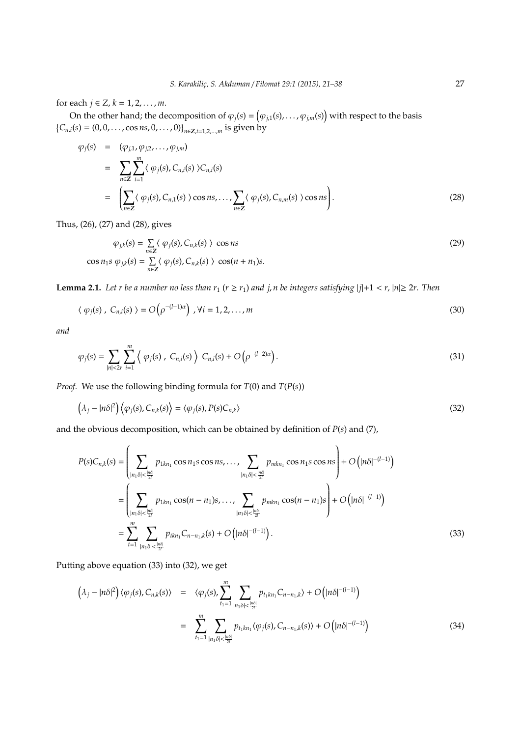for each $j \in Z$, $k = 1, 2, \ldots, m$.

On the other hand; the decomposition of $\varphi_j(s) = \left(\varphi_{j,1}(s), \ldots, \varphi_{j,m}(s)\right)$ with respect to the basis $\{C_{n,i}(s) = (0, 0, \ldots, \cos ns, 0, \ldots, 0)\}_{n\in \mathbf{Z}, i=1,2,\ldots,m}$ is given by

$$
\begin{aligned}
\varphi_j(s) &= (\varphi_{j,1}, \varphi_{j,2}, \ldots, \varphi_{j,m}) \\
&= \sum_{n\in \mathbf{Z}} \sum_{i=1}^{m} \langle\, \varphi_j(s), C_{n,i}(s)\,\rangle C_{n,i}(s) \\
&= \left( \sum_{n\in \mathbf{Z}} \langle\, \varphi_j(s), C_{n,1}(s)\,\rangle \cos ns, \ldots, \sum_{n\in \mathbf{Z}} \langle\, \varphi_j(s), C_{n,m}(s)\,\rangle \cos ns \right).
\end{aligned} \tag{28}
$$

Thus, (26), (27) and (28), gives

$$
\begin{aligned}
\varphi_{j,k}(s) &= \sum_{n\in \mathbf{Z}} \langle\, \varphi_j(s), C_{n,k}(s)\,\rangle\ \cos ns \\
\cos n_1 s\ \varphi_{j,k}(s) &= \sum_{n\in \mathbf{Z}} \langle\, \varphi_j(s), C_{n,k}(s)\,\rangle\ \cos(n+n_1)s.
\end{aligned} \tag{29}
$$

**Lemma 2.1.** *Let $r$ be a number no less than $r_1$ ($r \geq r_1$) and $j, n$ be integers satisfying $|j|+1 < r$, $|n| \geq 2r$. Then*

$$
\langle\, \varphi_j(s)\,,\ C_{n,i}(s)\,\rangle = O\left(\rho^{-(l-1)\alpha}\right)\ , \forall i = 1, 2, \ldots, m \tag{30}
$$

*and*

$$
\varphi_j(s) = \sum_{|n|<2r} \sum_{i=1}^{m} \left\langle\, \varphi_j(s)\,,\ C_{n,i}(s)\,\right\rangle\ C_{n,i}(s) + O\left(\rho^{-(l-2)\alpha}\right). \tag{31}
$$

*Proof.* We use the following binding formula for $T(0)$ and $T(P(s))$

$$
\left(\lambda_j - |n\delta|^2\right)\left\langle \varphi_j(s), C_{n,k}(s)\right\rangle = \langle \varphi_j(s), P(s)C_{n,k}\rangle \tag{32}
$$

and the obvious decomposition, which can be obtained by definition of $P(s)$ and (7),

$$
\begin{aligned}
P(s)C_{n,k}(s) &= \left( \sum_{|n_1\delta|<\frac{|n\delta|}{2l}} p_{1kn_1} \cos n_1 s \cos ns, \ldots, \sum_{|n_1\delta|<\frac{|n\delta|}{2l}} p_{mkn_1} \cos n_1 s \cos ns \right) + O\left(|n\delta|^{-(l-1)}\right) \\
&= \left( \sum_{|n_1\delta|<\frac{|n\delta|}{2l}} p_{1kn_1} \cos(n-n_1)s, \ldots, \sum_{|n_1\delta|<\frac{|n\delta|}{2l}} p_{mkn_1} \cos(n-n_1)s \right) + O\left(|n\delta|^{-(l-1)}\right) \\
&= \sum_{t=1}^{m} \sum_{|n_1\delta|<\frac{|n\delta|}{2l}} p_{tkn_1} C_{n-n_1,k}(s) + O\left(|n\delta|^{-(l-1)}\right).
\end{aligned} \tag{33}
$$

Putting above equation (33) into (32), we get

$$
\begin{aligned}
\left(\lambda_j - |n\delta|^2\right)\langle \varphi_j(s), C_{n,k}(s)\rangle &= \langle \varphi_j(s), \sum_{t_1=1}^{m} \sum_{|n_1\delta|<\frac{|n\delta|}{2l}} p_{t_1kn_1} C_{n-n_1,k}\rangle + O\left(|n\delta|^{-(l-1)}\right) \\
&= \sum_{t_1=1}^{m} \sum_{|n_1\delta|<\frac{|n\delta|}{2l}} p_{t_1kn_1} \langle \varphi_j(s), C_{n-n_1,k}(s)\rangle + O\left(|n\delta|^{-(l-1)}\right)
\end{aligned} \tag{34}
$$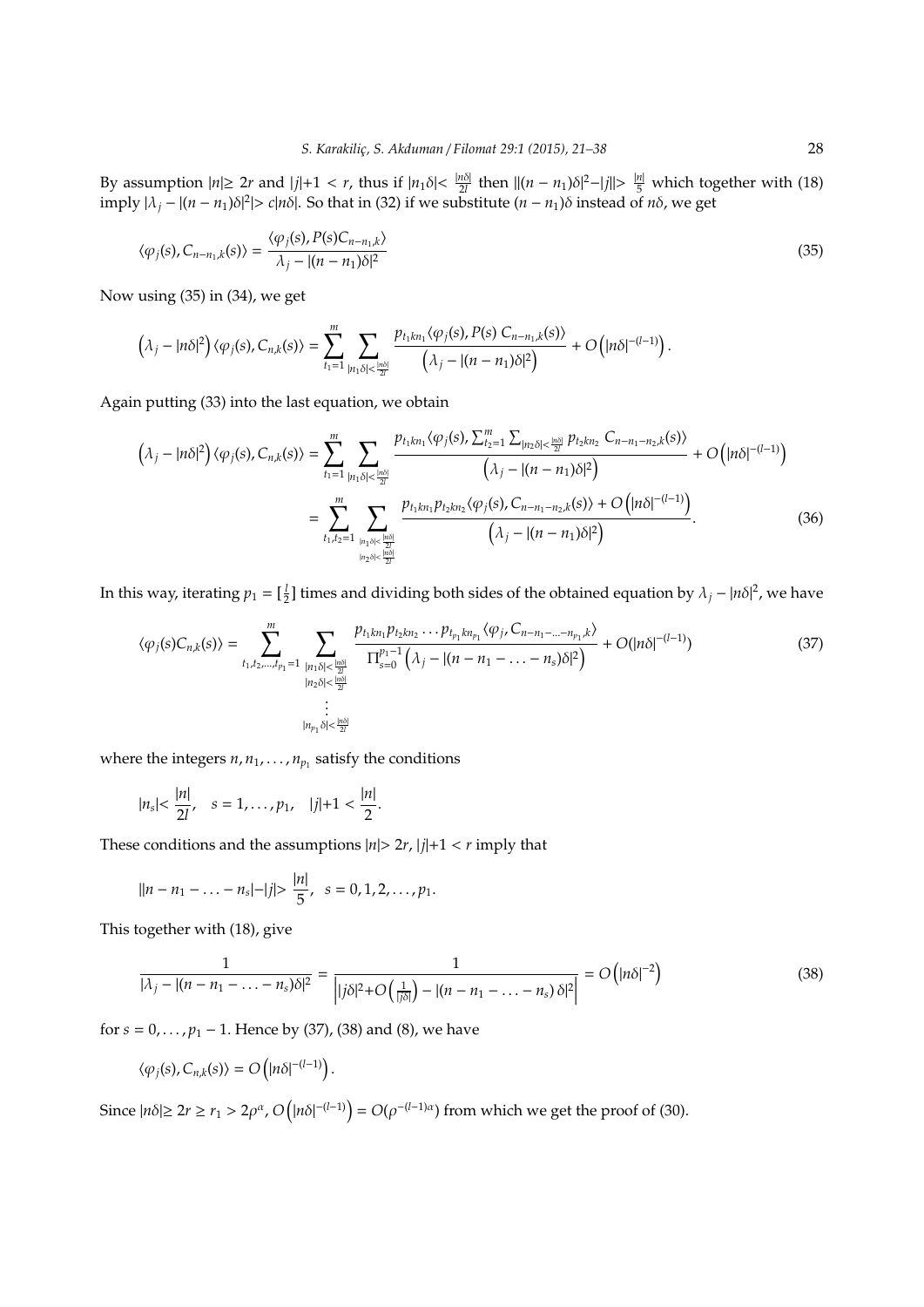By assumption $|n|\geq 2r$ and $|j|+1 < r$, thus if $|n_1\delta|< \frac{|n\delta|}{2l}$ then $||(n-n_1)\delta|^2-|j||> \frac{|n|}{5}$ which together with (18) imply $|\lambda_j - |(n-n_1)\delta|^2|> c|n\delta|$. So that in (32) if we substitute $(n-n_1)\delta$ instead of $n\delta$, we get

$$\langle \varphi_j(s), C_{n-n_1,k}(s)\rangle = \frac{\langle \varphi_j(s), P(s)C_{n-n_1,k}\rangle}{\lambda_j - |(n-n_1)\delta|^2} \tag{35}$$

Now using (35) in (34), we get

$$\left(\lambda_j - |n\delta|^2\right)\langle \varphi_j(s), C_{n,k}(s)\rangle = \sum_{t_1=1}^{m}\sum_{|n_1\delta|<\frac{|n\delta|}{2l}} \frac{p_{t_1kn_1}\langle \varphi_j(s), P(s)\, C_{n-n_1,k}(s)\rangle}{\left(\lambda_j - |(n-n_1)\delta|^2\right)} + O\left(|n\delta|^{-(l-1)}\right).$$

Again putting (33) into the last equation, we obtain

$$\begin{aligned}\left(\lambda_j - |n\delta|^2\right)\langle \varphi_j(s), C_{n,k}(s)\rangle &= \sum_{t_1=1}^{m}\sum_{|n_1\delta|<\frac{|n\delta|}{2l}} \frac{p_{t_1kn_1}\langle \varphi_j(s), \sum_{t_2=1}^{m}\sum_{|n_2\delta|<\frac{|n\delta|}{2l}} p_{t_2kn_2}\, C_{n-n_1-n_2,k}(s)\rangle}{\left(\lambda_j - |(n-n_1)\delta|^2\right)} + O\left(|n\delta|^{-(l-1)}\right) \\ &= \sum_{t_1,t_2=1}^{m}\sum_{\substack{|n_1\delta|<\frac{|n\delta|}{2l}\\ |n_2\delta|<\frac{|n\delta|}{2l}}} \frac{p_{t_1kn_1}p_{t_2kn_2}\langle \varphi_j(s), C_{n-n_1-n_2,k}(s)\rangle + O\left(|n\delta|^{-(l-1)}\right)}{\left(\lambda_j - |(n-n_1)\delta|^2\right)}.\end{aligned} \tag{36}$$

In this way, iterating $p_1 = [\frac{l}{2}]$ times and dividing both sides of the obtained equation by $\lambda_j - |n\delta|^2$, we have

$$\langle \varphi_j(s)C_{n,k}(s)\rangle = \sum_{t_1,t_2,\ldots,t_{p_1}=1}^{m}\sum_{\substack{|n_1\delta|<\frac{|n\delta|}{2l}\\ |n_2\delta|<\frac{|n\delta|}{2l}\\ \vdots \\ |n_{p_1}\delta|<\frac{|n\delta|}{2l}}} \frac{p_{t_1kn_1}p_{t_2kn_2}\ldots p_{t_{p_1}kn_{p_1}}\langle \varphi_j, C_{n-n_1-\ldots-n_{p_1},k}\rangle}{\Pi_{s=0}^{p_1-1}\left(\lambda_j - |(n-n_1-\ldots-n_s)\delta|^2\right)} + O(|n\delta|^{-(l-1)}) \tag{37}$$

where the integers $n, n_1, \ldots, n_{p_1}$ satisfy the conditions

$$|n_s|< \frac{|n|}{2l}, \quad s = 1, \ldots, p_1, \quad |j|+1 < \frac{|n|}{2}.$$

These conditions and the assumptions $|n|> 2r$, $|j|+1 < r$ imply that

$$||n-n_1-\ldots-n_s|-|j||> \frac{|n|}{5}, \quad s = 0, 1, 2, \ldots, p_1.$$

This together with (18), give

$$\frac{1}{|\lambda_j - |(n-n_1-\ldots-n_s)\delta|^2} = \frac{1}{\left||j\delta|^2 + O\left(\frac{1}{|j\delta|}\right) - |(n-n_1-\ldots-n_s)\,\delta|^2\right|} = O\left(|n\delta|^{-2}\right) \tag{38}$$

for $s = 0, \ldots, p_1 - 1$. Hence by (37), (38) and (8), we have

$$\langle \varphi_j(s), C_{n,k}(s)\rangle = O\left(|n\delta|^{-(l-1)}\right).$$

Since $|n\delta|\geq 2r \geq r_1 > 2\rho^{\alpha}$, $O\left(|n\delta|^{-(l-1)}\right) = O(\rho^{-(l-1)\alpha})$ from which we get the proof of (30).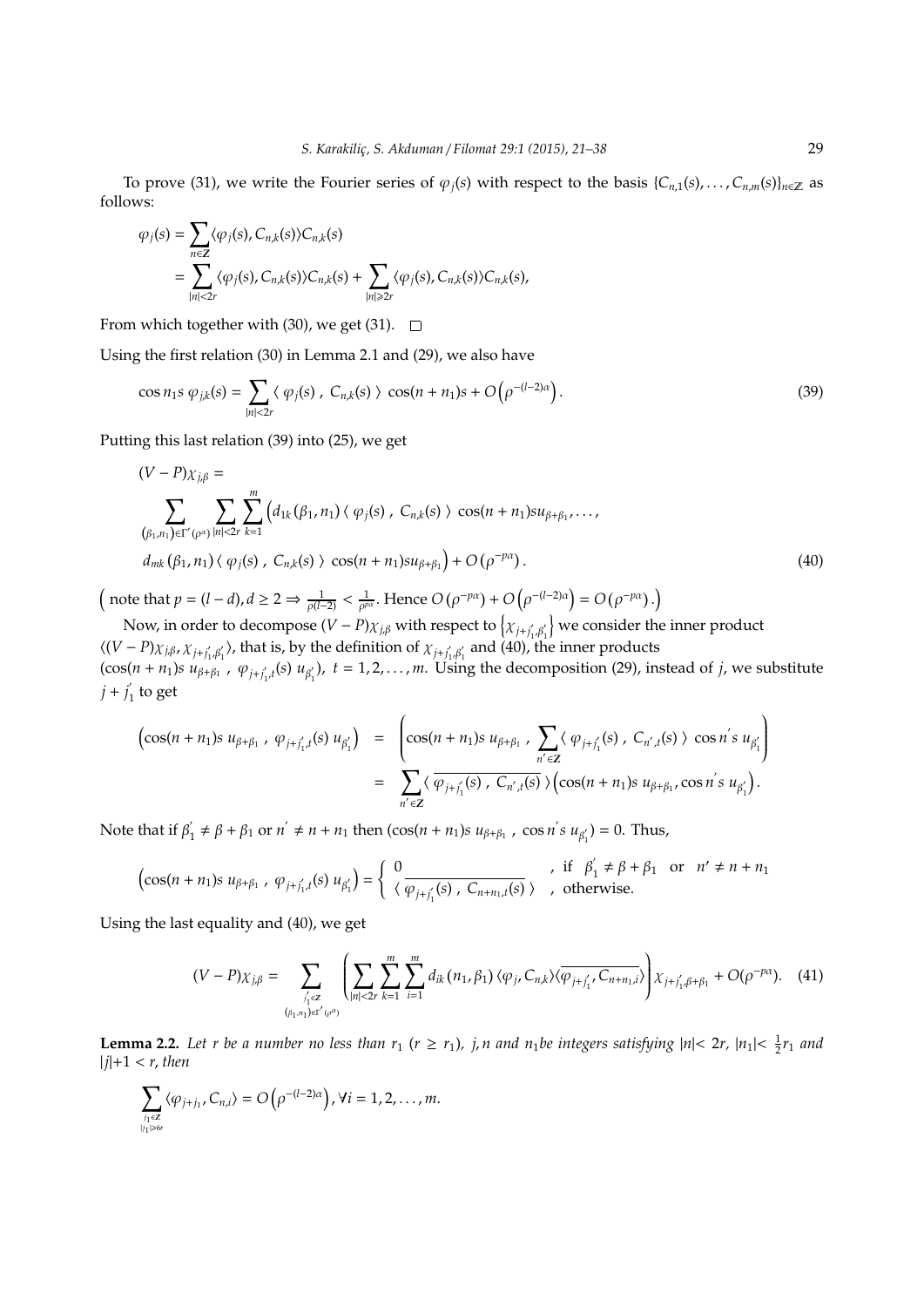To prove (31), we write the Fourier series of $\varphi_j(s)$ with respect to the basis $\{C_{n,1}(s), \ldots, C_{n,m}(s)\}_{n\in\mathbb{Z}}$ as follows:

$$\begin{aligned}
\varphi_j(s) &= \sum_{n\in \mathbf{Z}} \langle \varphi_j(s), C_{n,k}(s)\rangle C_{n,k}(s) \\
&= \sum_{|n|<2r} \langle \varphi_j(s), C_{n,k}(s)\rangle C_{n,k}(s) + \sum_{|n|\geqslant 2r} \langle \varphi_j(s), C_{n,k}(s)\rangle C_{n,k}(s),
\end{aligned}$$

From which together with (30), we get (31). $\square$

Using the first relation (30) in Lemma 2.1 and (29), we also have

$$\cos n_1 s\ \varphi_{j,k}(s) = \sum_{|n|<2r} \langle\ \varphi_j(s)\ ,\ C_{n,k}(s)\ \rangle\ \cos(n+n_1)s + O\left(\rho^{-(l-2)\alpha}\right). \tag{39}$$

Putting this last relation (39) into (25), we get

$$\begin{aligned}
&(V-P)\chi_{j,\beta} = \\
&\sum_{(\beta_1,n_1)\in\Gamma'(\rho^{\alpha})} \sum_{|n|<2r} \sum_{k=1}^{m} \Big( d_{1k}(\beta_1,n_1) \langle\ \varphi_j(s)\ ,\ C_{n,k}(s)\ \rangle\ \cos(n+n_1)s u_{\beta+\beta_1}, \ldots, \\
&d_{mk}(\beta_1,n_1) \langle\ \varphi_j(s)\ ,\ C_{n,k}(s)\ \rangle\ \cos(n+n_1)s u_{\beta+\beta_1} \Big) + O\left(\rho^{-p\alpha}\right).
\end{aligned} \tag{40}$$

$\Big($ note that $p=(l-d), d\geq 2 \Rightarrow \frac{1}{\rho^{(l-2)}} < \frac{1}{\rho^{p\alpha}}$. Hence $O\left(\rho^{-p\alpha}\right) + O\left(\rho^{-(l-2)\alpha}\right) = O\left(\rho^{-p\alpha}\right).\Big)$

Now, in order to decompose $(V-P)\chi_{j,\beta}$ with respect to $\left\{\chi_{j+j_1',\beta_1'}\right\}$ we consider the inner product $\langle (V-P)\chi_{j,\beta}, \chi_{j+j_1',\beta_1'}\rangle$, that is, by the definition of $\chi_{j+j_1',\beta_1'}$ and (40), the inner products $(\cos(n+n_1)s\ u_{\beta+\beta_1}\ ,\ \varphi_{j+j_1',t}(s)\ u_{\beta_1'})$, $t=1,2,\ldots,m$. Using the decomposition (29), instead of $j$, we substitute $j+j_1'$ to get

$$\begin{aligned}
\left(\cos(n+n_1)s\ u_{\beta+\beta_1}\ ,\ \varphi_{j+j_1',t}(s)\ u_{\beta_1'}\right) &= \left(\cos(n+n_1)s\ u_{\beta+\beta_1}\ ,\ \sum_{n'\in\mathbf{Z}} \langle\ \varphi_{j+j_1'}(s)\ ,\ C_{n',t}(s)\ \rangle\ \cos n's\ u_{\beta_1'}\right) \\
&= \sum_{n'\in\mathbf{Z}} \langle\ \overline{\varphi_{j+j_1'}(s)\ ,\ C_{n',t}(s)}\ \rangle \left(\cos(n+n_1)s\ u_{\beta+\beta_1}, \cos n's\ u_{\beta_1'}\right).
\end{aligned}$$

Note that if $\beta_1' \neq \beta+\beta_1$ or $n' \neq n+n_1$ then $(\cos(n+n_1)s\ u_{\beta+\beta_1}\ ,\ \cos n's\ u_{\beta_1'}) = 0$. Thus,

$$\left(\cos(n+n_1)s\ u_{\beta+\beta_1}\ ,\ \varphi_{j+j_1',t}(s)\ u_{\beta_1'}\right) = \begin{cases} 0 & ,\ \text{if}\ \ \beta_1' \neq \beta+\beta_1\ \ \text{or}\ \ n' \neq n+n_1 \\ \langle\ \overline{\varphi_{j+j_1'}(s)\ ,\ C_{n+n_1,t}(s)}\ \rangle & ,\ \text{otherwise.} \end{cases}$$

Using the last equality and (40), we get

$$(V-P)\chi_{j,\beta} = \sum_{\substack{j_1'\in\mathbf{Z} \\ (\beta_1,n_1)\in\Gamma'(\rho^{\alpha})}} \left( \sum_{|n|<2r} \sum_{k=1}^{m} \sum_{i=1}^{m} d_{ik}(n_1,\beta_1) \langle \varphi_j, C_{n,k}\rangle \langle \overline{\varphi_{j+j_1'}, C_{n+n_1,i}}\rangle \right) \chi_{j+j_1',\beta+\beta_1} + O(\rho^{-p\alpha}). \tag{41}$$

**Lemma 2.2.** *Let $r$ be a number no less than $r_1$ ($r \geq r_1$), $j, n$ and $n_1$ be integers satisfying $|n| < 2r$, $|n_1| < \frac{1}{2}r_1$ and $|j|+1 < r$, then*

$$\sum_{\substack{j_1\in\mathbf{Z} \\ |j_1|\geqslant 6r}} \langle \varphi_{j+j_1}, C_{n,i}\rangle = O\left(\rho^{-(l-2)\alpha}\right), \forall i = 1,2,\ldots,m.$$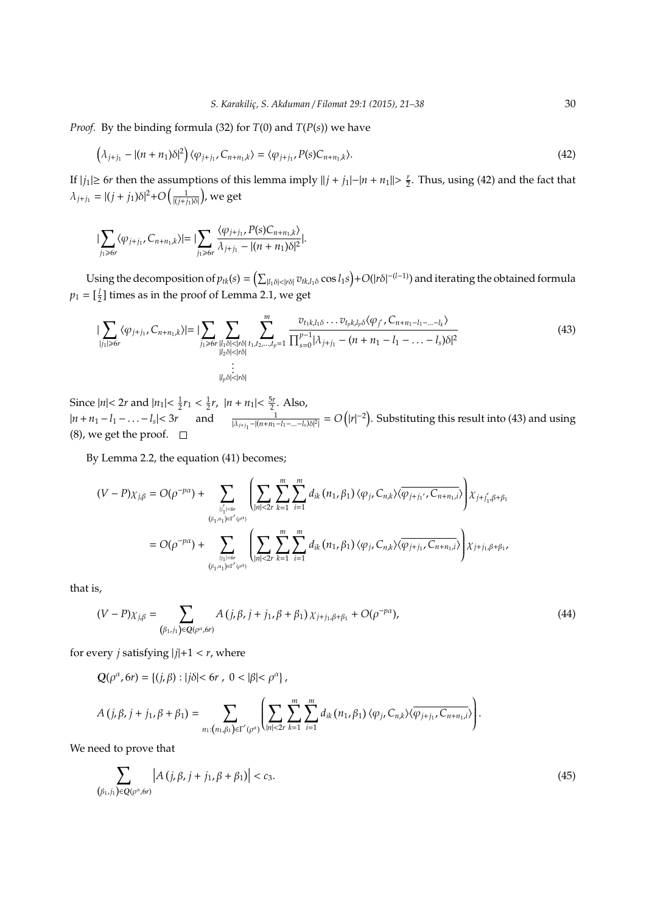*Proof.* By the binding formula (32) for $T(0)$ and $T(P(s))$ we have

$$\left(\lambda_{j+j_1} - |(n+n_1)\delta|^2\right)\langle \varphi_{j+j_1}, C_{n+n_1,k}\rangle = \langle \varphi_{j+j_1}, P(s)C_{n+n_1,k}\rangle. \tag{42}$$

If $|j_1| \geq 6r$ then the assumptions of this lemma imply $\| j+j_1| - |n+n_1\| > \frac{r}{2}$. Thus, using (42) and the fact that $\lambda_{j+j_1} = |(j+j_1)\delta|^2 + O\left(\frac{1}{|(j+j_1)\delta|}\right)$, we get

$$|\sum_{j_1 \geqslant 6r} \langle \varphi_{j+j_1}, C_{n+n_1,k}\rangle| = |\sum_{j_1 \geqslant 6r} \frac{\langle \varphi_{j+j_1}, P(s)C_{n+n_1,k}\rangle}{\lambda_{j+j_1} - |(n+n_1)\delta|^2}|.$$

Using the decomposition of $p_{tk}(s) = \left(\sum_{|l_1\delta|<|r\delta|} v_{tk,l_1\delta}\cos l_1 s\right) + O(|r\delta|^{-(l-1)})$ and iterating the obtained formula $p_1 = [\frac{l}{2}]$ times as in the proof of Lemma 2.1, we get

$$|\sum_{|j_1| \geqslant 6r} \langle \varphi_{j+j_1}, C_{n+n_1,k}\rangle| = |\sum_{j_1 \geqslant 6r} \sum_{\substack{|l_1\delta|<|r\delta| \\ |l_2\delta|<|r\delta| \\ \vdots \\ |l_p\delta|<|r\delta|}} \sum_{t_1,t_2,\ldots,t_p=1}^{m} \frac{v_{t_1k,l_1\delta}\ldots v_{t_pk,l_p\delta}\langle \varphi_{j'}, C_{n+n_1-l_1-\ldots-l_k}\rangle}{\prod_{s=0}^{p-1}|\lambda_{j+j_1} - (n+n_1-l_1-\ldots-l_s)\delta|^2} \tag{43}$$

Since $|n| < 2r$ and $|n_1| < \frac{1}{2}r_1 < \frac{1}{2}r$, $|n+n_1| < \frac{5r}{2}$. Also,
$|n+n_1-l_1-\ldots-l_s| < 3r$ and $\frac{1}{|\lambda_{j+j_1} - |(n+n_1-l_1-\ldots-l_s)\delta|^2|} = O\left(|r|^{-2}\right)$. Substituting this result into (43) and using (8), we get the proof. $\square$

By Lemma 2.2, the equation (41) becomes;

$$\begin{aligned}(V-P)\chi_{j,\beta} &= O(\rho^{-p\alpha}) + \sum_{\substack{|j_1'|<6r \\ (\beta_1,n_1)\in\Gamma'(\rho^\alpha)}} \left(\sum_{|n|<2r}\sum_{k=1}^{m}\sum_{i=1}^{m} d_{ik}(n_1,\beta_1)\langle \varphi_j, C_{n,k}\rangle \overline{\langle \varphi_{j+j_1'}, C_{n+n_1,i}\rangle}\right)\chi_{j+j_1',\beta+\beta_1} \\ &= O(\rho^{-p\alpha}) + \sum_{\substack{|j_1|<6r \\ (\beta_1,n_1)\in\Gamma'(\rho^\alpha)}} \left(\sum_{|n|<2r}\sum_{k=1}^{m}\sum_{i=1}^{m} d_{ik}(n_1,\beta_1)\langle \varphi_j, C_{n,k}\rangle \overline{\langle \varphi_{j+j_1}, C_{n+n_1,i}\rangle}\right)\chi_{j+j_1,\beta+\beta_1},\end{aligned}$$

that is,

$$(V-P)\chi_{j,\beta} = \sum_{(\beta_1,j_1)\in Q(\rho^\alpha,6r)} A(j,\beta,j+j_1,\beta+\beta_1)\chi_{j+j_1,\beta+\beta_1} + O(\rho^{-p\alpha}), \tag{44}$$

for every $j$ satisfying $|j|+1 < r$, where

$$Q(\rho^\alpha, 6r) = \{(j,\beta) : |j\delta| < 6r\ ,\ 0 < |\beta| < \rho^\alpha\},$$

$$A(j,\beta,j+j_1,\beta+\beta_1) = \sum_{n_1:(n_1,\beta_1)\in\Gamma'(\rho^\alpha)} \left(\sum_{|n|<2r}\sum_{k=1}^{m}\sum_{i=1}^{m} d_{ik}(n_1,\beta_1)\langle \varphi_j, C_{n,k}\rangle \overline{\langle \varphi_{j+j_1}, C_{n+n_1,i}\rangle}\right).$$

We need to prove that

$$\sum_{(\beta_1,j_1)\in Q(\rho^\alpha,6r)} \left|A(j,\beta,j+j_1,\beta+\beta_1)\right| < c_3. \tag{45}$$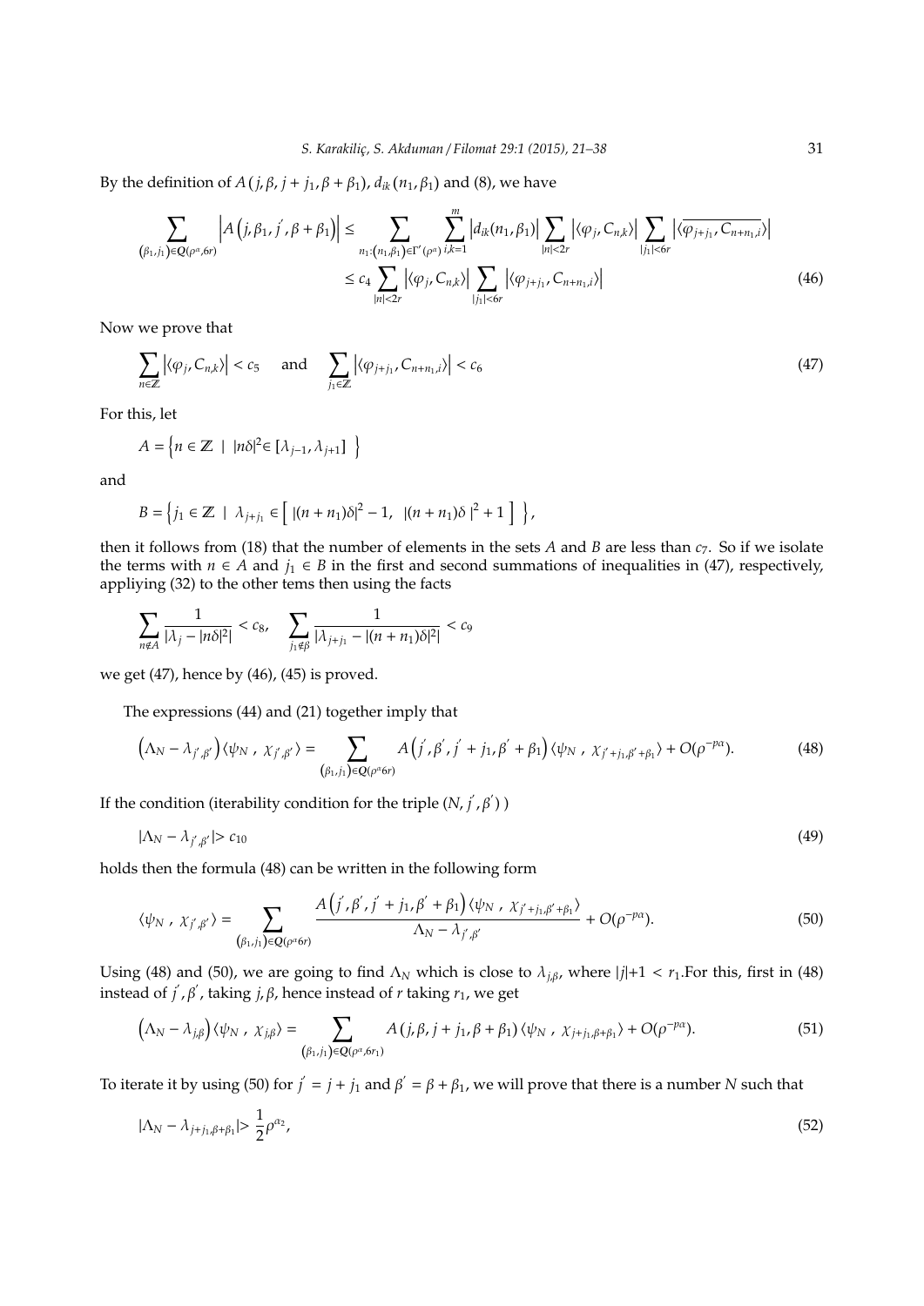By the definition of $A\left(j, \beta, j+j_1, \beta+\beta_1\right)$, $d_{ik}\left(n_1, \beta_1\right)$ and (8), we have

$$\sum_{\left(\beta_1, j_1\right) \in Q(\rho^{\alpha}, 6r)} \left|A\left(j, \beta_1, j^{'}, \beta+\beta_1\right)\right| \leq \sum_{n_1:\left(n_1, \beta_1\right) \in \Gamma^{'}(\rho^{\alpha})} \sum_{i,k=1}^{m} \left|d_{ik}(n_1, \beta_1)\right| \sum_{|n|<2r} \left|\langle \varphi_j, C_{n,k}\rangle\right| \sum_{|j_1|<6r} \left|\langle \overline{\varphi_{j+j_1}, C_{n+n_1,i}}\rangle\right|$$
$$\leq c_4 \sum_{|n|<2r} \left|\langle \varphi_j, C_{n,k}\rangle\right| \sum_{|j_1|<6r} \left|\langle \varphi_{j+j_1}, C_{n+n_1,i}\rangle\right| \tag{46}$$

Now we prove that

$$\sum_{n \in \mathbb{Z}} \left|\langle \varphi_j, C_{n,k}\rangle\right| < c_5 \quad \text{and} \quad \sum_{j_1 \in \mathbb{Z}} \left|\langle \varphi_{j+j_1}, C_{n+n_1,i}\rangle\right| < c_6 \tag{47}$$

For this, let

$$A = \left\{ n \in \mathbb{Z} \;|\; |n\delta|^2 \in [\lambda_{j-1}, \lambda_{j+1}] \;\right\}$$

and

$$B = \left\{ j_1 \in \mathbb{Z} \;|\; \lambda_{j+j_1} \in \left[\; |(n+n_1)\delta|^2 - 1,\;\; |(n+n_1)\delta\;|^2 + 1 \;\right] \;\right\},$$

then it follows from (18) that the number of elements in the sets $A$ and $B$ are less than $c_7$. So if we isolate the terms with $n \in A$ and $j_1 \in B$ in the first and second summations of inequalities in (47), respectively, appliying (32) to the other tems then using the facts

$$\sum_{n \notin A} \frac{1}{|\lambda_j - |n\delta|^2|} < c_8, \quad \sum_{j_1 \notin \beta} \frac{1}{|\lambda_{j+j_1} - |(n+n_1)\delta|^2|} < c_9$$

we get (47), hence by (46), (45) is proved.

The expressions (44) and (21) together imply that

$$\left(\Lambda_N - \lambda_{j^{'}, \beta^{'}}\right) \langle \psi_N \;,\; \chi_{j^{'}, \beta^{'}} \rangle = \sum_{\left(\beta_1, j_1\right) \in Q(\rho^{\alpha} 6r)} A\left(j^{'}, \beta^{'}, j^{'}+j_1, \beta^{'}+\beta_1\right) \langle \psi_N \;,\; \chi_{j^{'}+j_1, \beta^{'}+\beta_1} \rangle + O(\rho^{-p\alpha}). \tag{48}$$

If the condition (iterability condition for the triple $(N, j^{'}, \beta^{'})$ )

$$|\Lambda_N - \lambda_{j^{'}, \beta^{'}}| > c_{10} \tag{49}$$

holds then the formula (48) can be written in the following form

$$\langle \psi_N \;,\; \chi_{j^{'}, \beta^{'}} \rangle = \sum_{\left(\beta_1, j_1\right) \in Q(\rho^{\alpha} 6r)} \frac{A\left(j^{'}, \beta^{'}, j^{'}+j_1, \beta^{'}+\beta_1\right) \langle \psi_N \;,\; \chi_{j^{'}+j_1, \beta^{'}+\beta_1} \rangle}{\Lambda_N - \lambda_{j^{'}, \beta^{'}}} + O(\rho^{-p\alpha}). \tag{50}$$

Using (48) and (50), we are going to find $\Lambda_N$ which is close to $\lambda_{j,\beta}$, where $|j|+1 < r_1$.For this, first in (48) instead of $j^{'}, \beta^{'}$, taking $j, \beta$, hence instead of $r$ taking $r_1$, we get

$$\left(\Lambda_N - \lambda_{j,\beta}\right) \langle \psi_N \;,\; \chi_{j,\beta} \rangle = \sum_{\left(\beta_1, j_1\right) \in Q(\rho^{\alpha}, 6r_1)} A\left(j, \beta, j+j_1, \beta+\beta_1\right) \langle \psi_N \;,\; \chi_{j+j_1, \beta+\beta_1} \rangle + O(\rho^{-p\alpha}). \tag{51}$$

To iterate it by using (50) for $j^{'} = j + j_1$ and $\beta^{'} = \beta + \beta_1$, we will prove that there is a number $N$ such that

$$|\Lambda_N - \lambda_{j+j_1, \beta+\beta_1}| > \frac{1}{2}\rho^{\alpha_2}, \tag{52}$$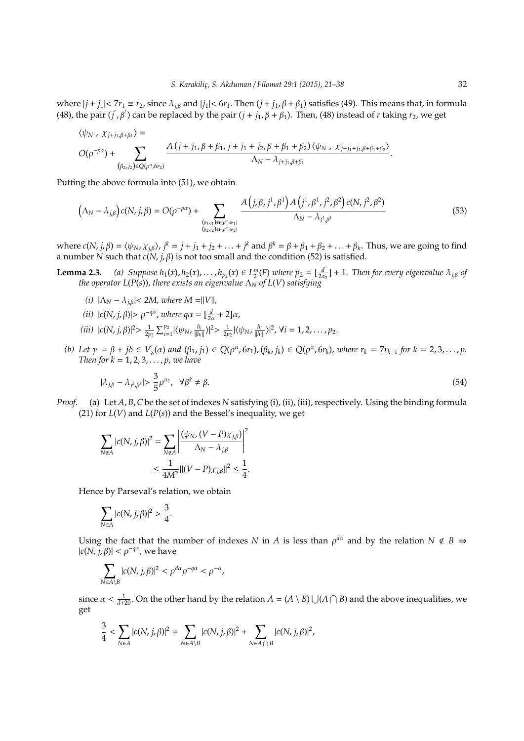where $|j + j_1| < 7r_1 \equiv r_2$, since $\lambda_{j,\beta}$ and $|j_1| < 6r_1$. Then $(j + j_1, \beta + \beta_1)$ satisfies (49). This means that, in formula (48), the pair $(j', \beta')$ can be replaced by the pair $(j + j_1, \beta + \beta_1)$. Then, (48) instead of $r$ taking $r_2$, we get

$$\langle \psi_N \ , \ \chi_{j+j_1,\beta+\beta_1} \rangle =$$
$$O(\rho^{-p\alpha}) + \sum_{(\beta_2, j_2) \in Q(\rho^{\alpha}, 6r_2)} \frac{A\,(j + j_1, \beta + \beta_1, j + j_1 + j_2, \beta + \beta_1 + \beta_2)\,\langle \psi_N \ , \ \chi_{j+j_1+j_2,\beta+\beta_1+\beta_2} \rangle}{\Lambda_N - \lambda_{j+j_1,\beta+\beta_1}}.$$

Putting the above formula into (51), we obtain

$$\left(\Lambda_N - \lambda_{j,\beta}\right) c(N, j, \beta) = O(\rho^{-p\alpha}) + \sum_{\substack{(\beta_1, j_1) \in F(\rho^{\alpha}, 6r_1) \\ (\beta_2, j_2) \in F(\rho^{\alpha}, 6r_2)}} \frac{A\left(j, \beta, j^1, \beta^1\right) A\left(j^1, \beta^1, j^2, \beta^2\right) c(N, j^2, \beta^2)}{\Lambda_N - \lambda_{j^1,\beta^1}} \tag{53}$$

where $c(N, j, \beta) = \langle \psi_N, \chi_{j,\beta} \rangle$, $j^k = j + j_1 + j_2 + \ldots + j^k$ and $\beta^k = \beta + \beta_1 + \beta_2 + \ldots + \beta_k$. Thus, we are going to find a number $N$ such that $c(N, j, \beta)$ is not too small and the condition (52) is satisfied.

**Lemma 2.3.** *(a) Suppose $h_1(x), h_2(x), \ldots, h_{p_2}(x) \in L_2^m(F)$ where $p_2 = [\frac{d}{2\alpha_2}] + 1$. Then for every eigenvalue $\lambda_{j,\beta}$ of the operator $L(P(s))$, there exists an eigenvalue $\Lambda_N$ of $L(V)$ satisfying*

*(i) $|\Lambda_N - \lambda_{j,\beta}| < 2M$, where $M = \|V\|$,*

*(ii) $|c(N, j, \beta)| > \rho^{-q\alpha}$, where $q\alpha = [\frac{d}{2\alpha} + 2]\alpha$,*

*(iii) $|c(N, j, \beta)|^2 > \frac{1}{2p_2} \sum_{i=1}^{p_2} |\langle \psi_N, \frac{h_i}{\|h_i\|} \rangle|^2 > \frac{1}{2p_2} |\langle \psi_N, \frac{h_i}{\|h_i\|} \rangle|^2$, $\forall i = 1, 2, \ldots, p_2$.*

*(b) Let $\gamma = \beta + j\delta \in V_\delta'(\alpha)$ and $(\beta_1, j_1) \in Q(\rho^{\alpha}, 6r_1), (\beta_k, j_k) \in Q(\rho^{\alpha}, 6r_k)$, where $r_k = 7r_{k-1}$ for $k = 2, 3, \ldots, p$. Then for $k = 1, 2, 3, \ldots, p$, we have*

$$|\lambda_{j,\beta} - \lambda_{j^k,\beta^k}| > \frac{3}{5}\rho^{\alpha_2}, \quad \forall \beta^k \neq \beta. \tag{54}$$

*Proof.* (a) Let $A, B, C$ be the set of indexes $N$ satisfying (i), (ii), (iii), respectively. Using the binding formula (21) for $L(V)$ and $L(P(s))$ and the Bessel's inequality, we get

$$\sum_{N \notin A} |c(N, j, \beta)|^2 = \sum_{N \notin A} \left| \frac{(\psi_N, (V - P)\chi_{j,\beta})}{\Lambda_N - \lambda_{j,\beta}} \right|^2$$
$$\leq \frac{1}{4M^2} \|(V - P)\chi_{j,\beta}\|^2 \leq \frac{1}{4}.$$

Hence by Parseval's relation, we obtain

$$\sum_{N \in A} |c(N, j, \beta)|^2 > \frac{3}{4}.$$

Using the fact that the number of indexes $N$ in $A$ is less than $\rho^{d\alpha}$ and by the relation $N \notin B \Rightarrow |c(N, j, \beta)| < \rho^{-q\alpha}$, we have

$$\sum_{N \in A \setminus B} |c(N, j, \beta)|^2 < \rho^{d\alpha}\rho^{-q\alpha} < \rho^{-\alpha},$$

since $\alpha < \frac{1}{d+20}$. On the other hand by the relation $A = (A \setminus B) \bigcup (A \bigcap B)$ and the above inequalities, we get

$$\frac{3}{4} < \sum_{N \in A} |c(N, j, \beta)|^2 = \sum_{N \in A \setminus B} |c(N, j, \beta)|^2 + \sum_{N \in A \bigcap B} |c(N, j, \beta)|^2,$$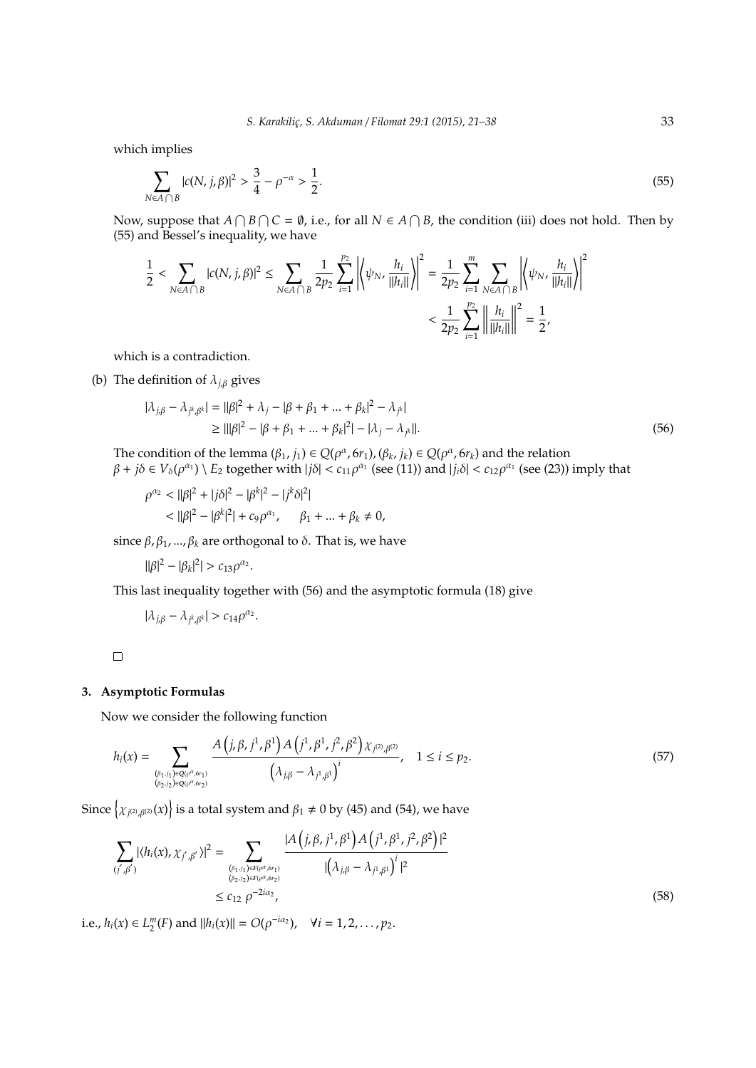which implies

$$\sum_{N\in A\bigcap B}|c(N,j,\beta)|^2 > \frac{3}{4}-\rho^{-\alpha} > \frac{1}{2}. \tag{55}$$

Now, suppose that $A\bigcap B\bigcap C=\emptyset$, i.e., for all $N\in A\bigcap B$, the condition (iii) does not hold. Then by (55) and Bessel's inequality, we have

$$\frac{1}{2} < \sum_{N\in A\bigcap B}|c(N,j,\beta)|^2 \leq \sum_{N\in A\bigcap B}\frac{1}{2p_2}\sum_{i=1}^{p_2}\left|\left\langle \psi_N,\frac{h_i}{\|h_i\|}\right\rangle\right|^2 = \frac{1}{2p_2}\sum_{i=1}^{m}\sum_{N\in A\bigcap B}\left|\left\langle \psi_N,\frac{h_i}{\|h_i\|}\right\rangle\right|^2$$
$$< \frac{1}{2p_2}\sum_{i=1}^{p_2}\left\|\frac{h_i}{\|h_i\|}\right\|^2 = \frac{1}{2},$$

which is a contradiction.

(b) The definition of $\lambda_{j,\beta}$ gives

$$\begin{aligned}|\lambda_{j,\beta}-\lambda_{j^k,\beta^k}| &= \|\beta|^2+\lambda_j-|\beta+\beta_1+...+\beta_k|^2-\lambda_{j^k}|\\ &\geq \||\beta|^2-|\beta+\beta_1+...+\beta_k|^2|-|\lambda_j-\lambda_{j^k}\||.\end{aligned} \tag{56}$$

The condition of the lemma $(\beta_1,j_1)\in Q(\rho^\alpha,6r_1),(\beta_k,j_k)\in Q(\rho^\alpha,6r_k)$ and the relation $\beta+j\delta\in V_\delta(\rho^{\alpha_1})\setminus E_2$ together with $|j\delta|<c_{11}\rho^{\alpha_1}$ (see (11)) and $|j_i\delta|<c_{12}\rho^{\alpha_1}$ (see (23)) imply that

$$\begin{aligned}\rho^{\alpha_2} &< \||\beta|^2+|j\delta|^2-|\beta^k|^2-|j^k\delta|^2|\\ &< \||\beta|^2-|\beta^k|^2|+c_9\rho^{\alpha_1}, \qquad \beta_1+...+\beta_k\neq 0,\end{aligned}$$

since $\beta,\beta_1,...,\beta_k$ are orthogonal to $\delta$. That is, we have

$$\||\beta|^2-|\beta_k|^2| > c_{13}\rho^{\alpha_2}.$$

This last inequality together with (56) and the asymptotic formula (18) give

$$|\lambda_{j,\beta}-\lambda_{j^k,\beta^k}| > c_{14}\rho^{\alpha_2}.$$

□

## 3. Asymptotic Formulas

Now we consider the following function

$$h_i(x) = \sum_{\substack{(\beta_1,j_1)\in Q(\rho^\alpha,6r_1)\\(\beta_2,j_2)\in Q(\rho^\alpha,6r_2)}}\frac{A\left(j,\beta,j^1,\beta^1\right)A\left(j^1,\beta^1,j^2,\beta^2\right)\chi_{j^{(2)},\beta^{(2)}}}{\left(\lambda_{j,\beta}-\lambda_{j^1,\beta^1}\right)^i}, \quad 1\leq i\leq p_2. \tag{57}$$

Since $\left\{\chi_{j^{(2)},\beta^{(2)}}(x)\right\}$ is a total system and $\beta_1\neq 0$ by (45) and (54), we have

$$\begin{aligned}\sum_{(j',\beta')}|\langle h_i(x),\chi_{j',\beta'}\rangle|^2 &= \sum_{\substack{(\beta_1,j_1)\in F(\rho^\alpha,6r_1)\\(\beta_2,j_2)\in F(\rho^\alpha,6r_2)}}\frac{|A\left(j,\beta,j^1,\beta^1\right)A\left(j^1,\beta^1,j^2,\beta^2\right)|^2}{|\left(\lambda_{j,\beta}-\lambda_{j^1,\beta^1}\right)^i|^2}\\ &\leq c_{12}\,\rho^{-2i\alpha_2},\end{aligned} \tag{58}$$

i.e., $h_i(x)\in L_2^m(F)$ and $\|h_i(x)\|=O(\rho^{-i\alpha_2}), \quad \forall i=1,2,\ldots,p_2$.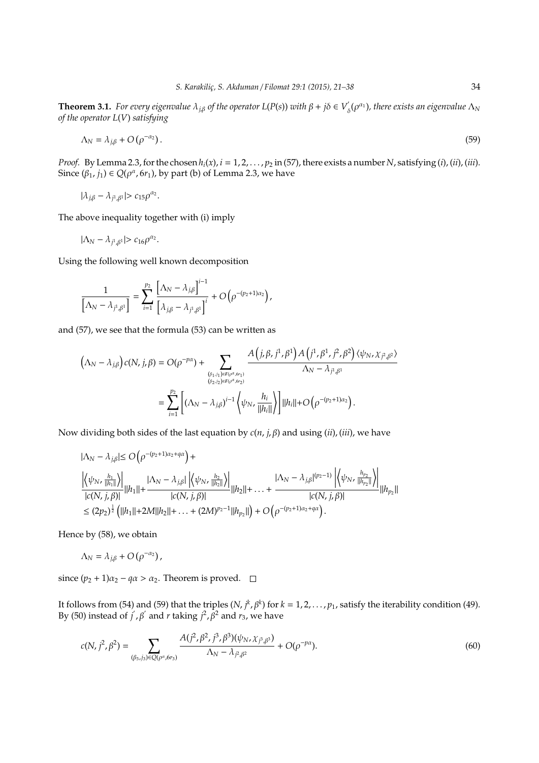**Theorem 3.1.** *For every eigenvalue $\lambda_{j,\beta}$ of the operator $L(P(s))$ with $\beta + j\delta \in V_{\delta}^{'}(\rho^{\alpha_1})$, there exists an eigenvalue $\Lambda_N$ of the operator $L(V)$ satisfying*

$$\Lambda_N = \lambda_{j,\beta} + O\left(\rho^{-\alpha_2}\right). \tag{59}$$

*Proof.* By Lemma 2.3, for the chosen $h_i(x)$, $i = 1, 2, \ldots, p_2$ in (57), there exists a number $N$, satisfying $(i), (ii), (iii)$. Since $(\beta_1, j_1) \in Q(\rho^{\alpha}, 6r_1)$, by part (b) of Lemma 2.3, we have

$$|\lambda_{j,\beta} - \lambda_{j^1,\beta^1}| > c_{15}\rho^{\alpha_2}.$$

The above inequality together with (i) imply

$$|\Lambda_N - \lambda_{j^1,\beta^1}| > c_{16}\rho^{\alpha_2}.$$

Using the following well known decomposition

$$\frac{1}{\left[\Lambda_N - \lambda_{j^1,\beta^1}\right]} = \sum_{i=1}^{p_2} \frac{\left[\Lambda_N - \lambda_{j,\beta}\right]^{i-1}}{\left[\lambda_{j,\beta} - \lambda_{j^1,\beta^1}\right]^{i}} + O\left(\rho^{-(p_2+1)\alpha_2}\right),$$

and (57), we see that the formula (53) can be written as

$$\begin{aligned}
\left(\Lambda_N - \lambda_{j,\beta}\right) c(N, j, \beta) &= O(\rho^{-p\alpha}) + \sum_{\substack{(\beta_1, j_1) \in F(\rho^{\alpha}, 6r_1) \\ (\beta_2, j_2) \in F(\rho^{\alpha}, 6r_2)}} \frac{A\left(j, \beta, j^1, \beta^1\right) A\left(j^1, \beta^1, j^2, \beta^2\right) \langle \psi_N, \chi_{j^2,\beta^2} \rangle}{\Lambda_N - \lambda_{j^1,\beta^1}} \\
&= \sum_{i=1}^{p_2} \left[ \left(\Lambda_N - \lambda_{j,\beta}\right)^{i-1} \left\langle \psi_N, \frac{h_i}{\|h_i\|} \right\rangle \right] \|h_i\| + O\left(\rho^{-(p_2+1)\alpha_2}\right).
\end{aligned}$$

Now dividing both sides of the last equation by $c(n, j, \beta)$ and using $(ii), (iii)$, we have

$$\begin{aligned}
&|\Lambda_N - \lambda_{j,\beta}| \leq O\left(\rho^{-(p_2+1)\alpha_2 + q\alpha}\right) + \\
&\frac{\left|\left\langle \psi_N, \frac{h_1}{\|h_1\|} \right\rangle\right|}{|c(N, j, \beta)|} \|h_1\| + \frac{|\Lambda_N - \lambda_{j,\beta}| \left|\left\langle \psi_N, \frac{h_2}{\|h_2\|} \right\rangle\right|}{|c(N, j, \beta)|} \|h_2\| + \ldots + \frac{|\Lambda_N - \lambda_{j,\beta}|^{(p_2-1)} \left|\left\langle \psi_N, \frac{h_{p_2}}{\|h_{p_2}\|} \right\rangle\right|}{|c(N, j, \beta)|} \|h_{p_2}\| \\
&\leq (2p_2)^{\frac{1}{2}} \left(\|h_1\| + 2M\|h_2\| + \ldots + (2M)^{p_2-1}\|h_{p_2}\|\right) + O\left(\rho^{-(p_2+1)\alpha_2 + q\alpha}\right).
\end{aligned}$$

Hence by (58), we obtain

$$\Lambda_N = \lambda_{j,\beta} + O\left(\rho^{-\alpha_2}\right),$$

since $(p_2 + 1)\alpha_2 - q\alpha > \alpha_2$. Theorem is proved. $\square$

It follows from (54) and (59) that the triples $(N, j^k, \beta^k)$ for $k = 1, 2, \ldots, p_1$, satisfy the iterability condition (49). By (50) instead of $j^{'}, \beta^{'}$ and $r$ taking $j^2, \beta^2$ and $r_3$, we have

$$c(N, j^2, \beta^2) = \sum_{(\beta_3, j_3) \in Q(\rho^{\alpha}, 6r_3)} \frac{A(j^2, \beta^2, j^3, \beta^3)(\psi_N, \chi_{j^3,\beta^3})}{\Lambda_N - \lambda_{j^2,\beta^2}} + O(\rho^{-p\alpha}). \tag{60}$$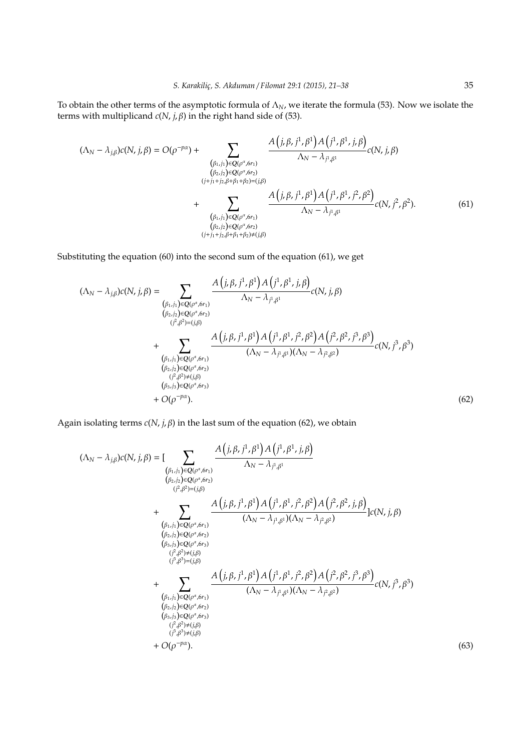To obtain the other terms of the asymptotic formula of $\Lambda_N$, we iterate the formula (53). Now we isolate the terms with multiplicand $c(N, j, \beta)$ in the right hand side of (53).

$$
\begin{aligned}
(\Lambda_N - \lambda_{j,\beta})c(N,j,\beta) = O(\rho^{-p\alpha}) &+ \sum_{\substack{(\beta_1,j_1)\in Q(\rho^\alpha,6r_1)\\ (\beta_2,j_2)\in Q(\rho^\alpha,6r_2)\\ (j+j_1+j_2,\beta+\beta_1+\beta_2)=(j,\beta)}} \frac{A\left(j,\beta,j^1,\beta^1\right)A\left(j^1,\beta^1,j,\beta\right)}{\Lambda_N - \lambda_{j^1,\beta^1}} c(N,j,\beta) \\
&+ \sum_{\substack{(\beta_1,j_1)\in Q(\rho^\alpha,6r_1)\\ (\beta_2,j_2)\in Q(\rho^\alpha,6r_2)\\ (j+j_1+j_2,\beta+\beta_1+\beta_2)\neq(j,\beta)}} \frac{A\left(j,\beta,j^1,\beta^1\right)A\left(j^1,\beta^1,j^2,\beta^2\right)}{\Lambda_N - \lambda_{j^1,\beta^1}} c(N,j^2,\beta^2). \qquad (61)
\end{aligned}
$$

Substituting the equation (60) into the second sum of the equation (61), we get

$$
\begin{aligned}
(\Lambda_N - \lambda_{j,\beta})c(N,j,\beta) = &\sum_{\substack{(\beta_1,j_1)\in Q(\rho^\alpha,6r_1)\\ (\beta_2,j_2)\in Q(\rho^\alpha,6r_2)\\ (j^2,\beta^2)=(j,\beta)}} \frac{A\left(j,\beta,j^1,\beta^1\right)A\left(j^1,\beta^1,j,\beta\right)}{\Lambda_N - \lambda_{j^1,\beta^1}} c(N,j,\beta) \\
&+ \sum_{\substack{(\beta_1,j_1)\in Q(\rho^\alpha,6r_1)\\ (\beta_2,j_2)\in Q(\rho^\alpha,6r_2)\\ (j^2,\beta^2)\neq(j,\beta)\\ (\beta_3,j_3)\in Q(\rho^\alpha,6r_3)}} \frac{A\left(j,\beta,j^1,\beta^1\right)A\left(j^1,\beta^1,j^2,\beta^2\right)A\left(j^2,\beta^2,j^3,\beta^3\right)}{(\Lambda_N - \lambda_{j^1,\beta^1})(\Lambda_N - \lambda_{j^2,\beta^2})} c(N,j^3,\beta^3) \\
&+ O(\rho^{-p\alpha}). \qquad (62)
\end{aligned}
$$

Again isolating terms $c(N, j, \beta)$ in the last sum of the equation (62), we obtain

$$
\begin{aligned}
(\Lambda_N - \lambda_{j,\beta})c(N,j,\beta) = [&\sum_{\substack{(\beta_1,j_1)\in Q(\rho^\alpha,6r_1)\\ (\beta_2,j_2)\in Q(\rho^\alpha,6r_2)\\ (j^2,\beta^2)=(j,\beta)}} \frac{A\left(j,\beta,j^1,\beta^1\right)A\left(j^1,\beta^1,j,\beta\right)}{\Lambda_N - \lambda_{j^1,\beta^1}} \\
&+ \sum_{\substack{(\beta_1,j_1)\in Q(\rho^\alpha,6r_1)\\ (\beta_2,j_2)\in Q(\rho^\alpha,6r_2)\\ (\beta_3,j_3)\in Q(\rho^\alpha,6r_3)\\ (j^2,\beta^2)\neq(j,\beta)\\ (j^3,\beta^3)=(j,\beta)}} \frac{A\left(j,\beta,j^1,\beta^1\right)A\left(j^1,\beta^1,j^2,\beta^2\right)A\left(j^2,\beta^2,j,\beta\right)}{(\Lambda_N - \lambda_{j^1,\beta^1})(\Lambda_N - \lambda_{j^2,\beta^2})}]c(N,j,\beta) \\
&+ \sum_{\substack{(\beta_1,j_1)\in Q(\rho^\alpha,6r_1)\\ (\beta_2,j_2)\in Q(\rho^\alpha,6r_2)\\ (\beta_3,j_3)\in Q(\rho^\alpha,6r_3)\\ (j^2,\beta^2)\neq(j,\beta)\\ (j^3,\beta^3)\neq(j,\beta)}} \frac{A\left(j,\beta,j^1,\beta^1\right)A\left(j^1,\beta^1,j^2,\beta^2\right)A\left(j^2,\beta^2,j^3,\beta^3\right)}{(\Lambda_N - \lambda_{j^1,\beta^1})(\Lambda_N - \lambda_{j^2,\beta^2})} c(N,j^3,\beta^3) \\
&+ O(\rho^{-p\alpha}). \qquad (63)
\end{aligned}
$$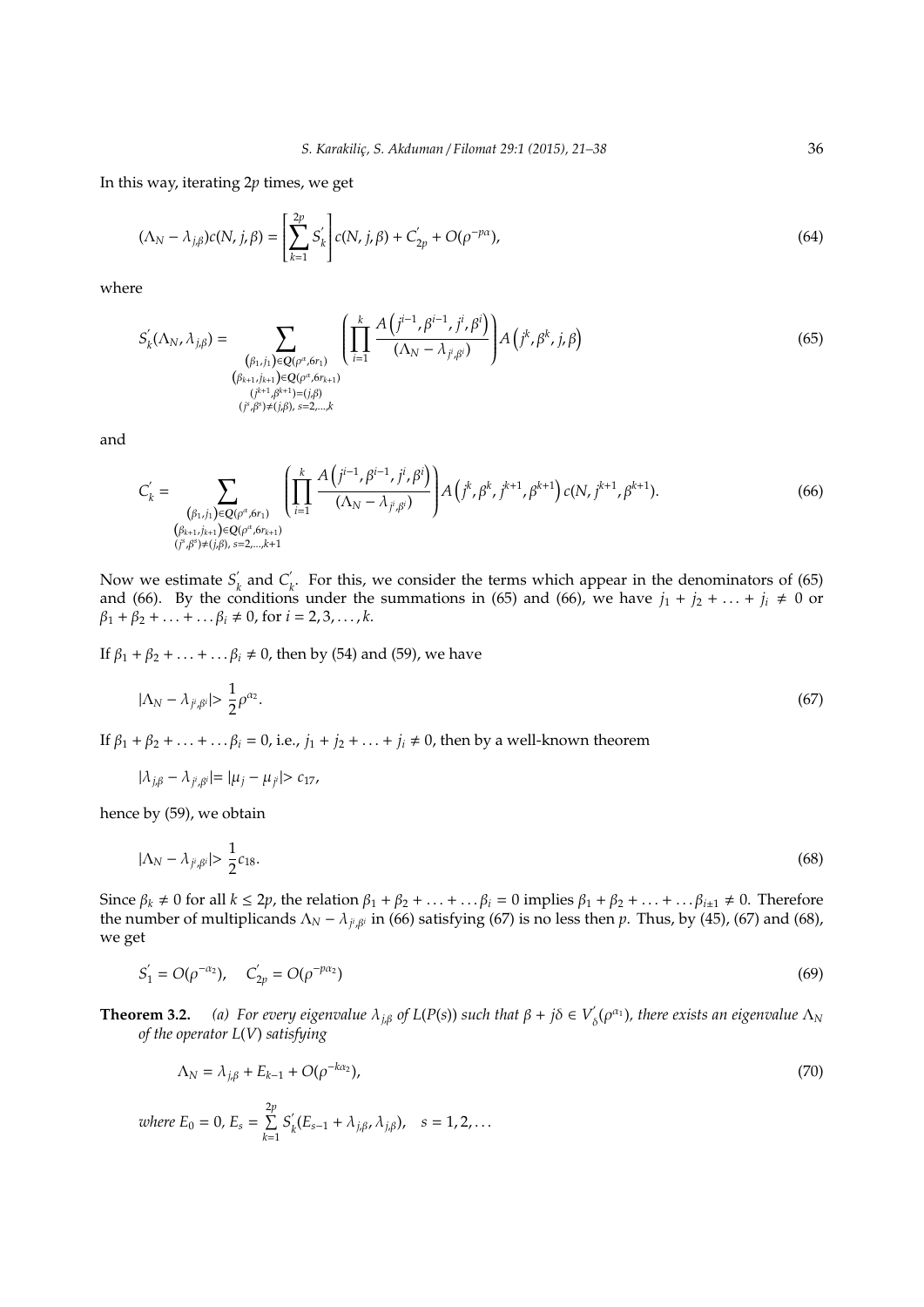In this way, iterating $2p$ times, we get

$$(\Lambda_N - \lambda_{j,\beta})c(N, j, \beta) = \left[\sum_{k=1}^{2p} S_k^{'}\right] c(N, j, \beta) + C_{2p}^{'} + O(\rho^{-p\alpha}), \tag{64}$$

where

$$S_k^{'}(\Lambda_N, \lambda_{j,\beta}) = \sum_{\substack{(\beta_1, j_1)\in Q(\rho^{\alpha}, 6r_1) \\ (\beta_{k+1}, j_{k+1})\in Q(\rho^{\alpha}, 6r_{k+1}) \\ (j^{k+1}, \beta^{k+1})=(j,\beta) \\ (j^s,\beta^s)\neq (j,\beta),\ s=2,\ldots,k}} \left(\prod_{i=1}^{k} \frac{A\left(j^{i-1}, \beta^{i-1}, j^i, \beta^i\right)}{(\Lambda_N - \lambda_{j^i,\beta^i})}\right) A\left(j^k, \beta^k, j, \beta\right) \tag{65}$$

and

$$C_k^{'} = \sum_{\substack{(\beta_1, j_1)\in Q(\rho^{\alpha}, 6r_1) \\ (\beta_{k+1}, j_{k+1})\in Q(\rho^{\alpha}, 6r_{k+1}) \\ (j^s,\beta^s)\neq (j,\beta),\ s=2,\ldots,k+1}} \left(\prod_{i=1}^{k} \frac{A\left(j^{i-1}, \beta^{i-1}, j^i, \beta^i\right)}{(\Lambda_N - \lambda_{j^i,\beta^i})}\right) A\left(j^k, \beta^k, j^{k+1}, \beta^{k+1}\right) c(N, j^{k+1}, \beta^{k+1}). \tag{66}$$

Now we estimate $S_k^{'}$ and $C_k^{'}$. For this, we consider the terms which appear in the denominators of (65) and (66). By the conditions under the summations in (65) and (66), we have $j_1 + j_2 + \ldots + j_i \neq 0$ or $\beta_1 + \beta_2 + \ldots + \ldots \beta_i \neq 0$, for $i = 2, 3, \ldots, k$.

If $\beta_1 + \beta_2 + \ldots + \ldots \beta_i \neq 0$, then by (54) and (59), we have

$$|\Lambda_N - \lambda_{j^i,\beta^i}| > \frac{1}{2}\rho^{\alpha_2}. \tag{67}$$

If $\beta_1 + \beta_2 + \ldots + \ldots \beta_i = 0$, i.e., $j_1 + j_2 + \ldots + j_i \neq 0$, then by a well-known theorem

$$|\lambda_{j,\beta} - \lambda_{j^i,\beta^i}| = |\mu_j - \mu_{j^i}| > c_{17},$$

hence by (59), we obtain

$$|\Lambda_N - \lambda_{j^i,\beta^i}| > \frac{1}{2}c_{18}. \tag{68}$$

Since $\beta_k \neq 0$ for all $k \leq 2p$, the relation $\beta_1 + \beta_2 + \ldots + \ldots \beta_i = 0$ implies $\beta_1 + \beta_2 + \ldots + \ldots \beta_{i\pm 1} \neq 0$. Therefore the number of multiplicands $\Lambda_N - \lambda_{j^i,\beta^i}$ in (66) satisfying (67) is no less then $p$. Thus, by (45), (67) and (68), we get

$$S_1^{'} = O(\rho^{-\alpha_2}), \quad C_{2p}^{'} = O(\rho^{-p\alpha_2}) \tag{69}$$

**Theorem 3.2.** *(a) For every eigenvalue $\lambda_{j,\beta}$ of $L(P(s))$ such that $\beta + j\delta \in V_{\delta}^{'}(\rho^{\alpha_1})$, there exists an eigenvalue $\Lambda_N$ of the operator $L(V)$ satisfying*

$$\Lambda_N = \lambda_{j,\beta} + E_{k-1} + O(\rho^{-k\alpha_2}), \tag{70}$$

*where* $E_0 = 0$, $E_s = \sum_{k=1}^{2p} S_k^{'}(E_{s-1} + \lambda_{j,\beta}, \lambda_{j,\beta}), \quad s = 1, 2, \ldots$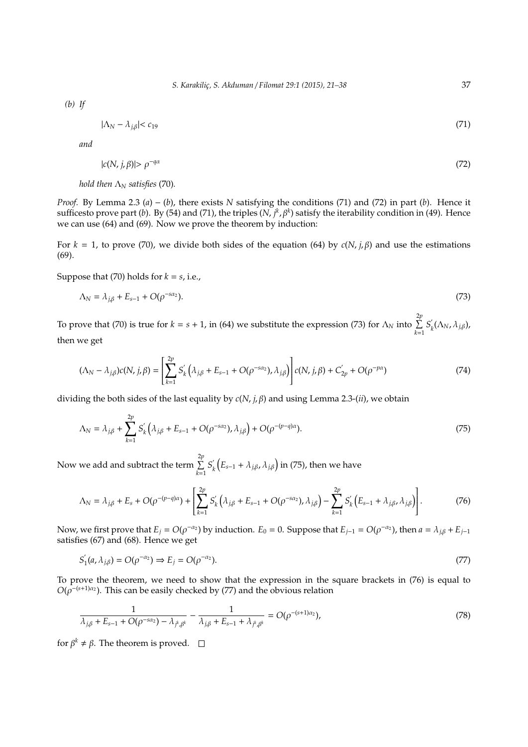*(b) If*

$$|\Lambda_N - \lambda_{j,\beta}| < c_{19} \tag{71}$$

*and*

$$|c(N, j, \beta)| > \rho^{-q\alpha} \tag{72}$$

*hold then* $\Lambda_N$ *satisfies* (70).

*Proof.* By Lemma 2.3 $(a) - (b)$, there exists $N$ satisfying the conditions (71) and (72) in part $(b)$. Hence it sufficesto prove part $(b)$. By (54) and (71), the triples $(N, j^k, \beta^k)$ satisfy the iterability condition in (49). Hence we can use (64) and (69). Now we prove the theorem by induction:

For $k = 1$, to prove (70), we divide both sides of the equation (64) by $c(N, j, \beta)$ and use the estimations (69).

Suppose that (70) holds for $k = s$, i.e.,

$$\Lambda_N = \lambda_{j,\beta} + E_{s-1} + O(\rho^{-s\alpha_2}). \tag{73}$$

To prove that (70) is true for $k = s + 1$, in (64) we substitute the expression (73) for $\Lambda_N$ into $\sum_{k=1}^{2p} S_k^{'}(\Lambda_N, \lambda_{j,\beta})$, then we get

$$(\Lambda_N - \lambda_{j,\beta})c(N, j, \beta) = \left[\sum_{k=1}^{2p} S_k^{'}\left(\lambda_{j,\beta} + E_{s-1} + O(\rho^{-s\alpha_2}), \lambda_{j,\beta}\right)\right] c(N, j, \beta) + C_{2p}^{'} + O(\rho^{-p\alpha}) \tag{74}$$

dividing the both sides of the last equality by $c(N, j, \beta)$ and using Lemma 2.3-$(ii)$, we obtain

$$\Lambda_N = \lambda_{j,\beta} + \sum_{k=1}^{2p} S_k^{'}\left(\lambda_{j,\beta} + E_{s-1} + O(\rho^{-s\alpha_2}), \lambda_{j,\beta}\right) + O(\rho^{-(p-q)\alpha}). \tag{75}$$

Now we add and subtract the term $\sum_{k=1}^{2p} S_k^{'}\left(E_{s-1} + \lambda_{j,\beta}, \lambda_{j,\beta}\right)$ in (75), then we have

$$\Lambda_N = \lambda_{j,\beta} + E_s + O(\rho^{-(p-q)\alpha}) + \left[\sum_{k=1}^{2p} S_k^{'}\left(\lambda_{j,\beta} + E_{s-1} + O(\rho^{-s\alpha_2}), \lambda_{j,\beta}\right) - \sum_{k=1}^{2p} S_k^{'}\left(E_{s-1} + \lambda_{j,\beta}, \lambda_{j,\beta}\right)\right]. \tag{76}$$

Now, we first prove that $E_j = O(\rho^{-\alpha_2})$ by induction. $E_0 = 0$. Suppose that $E_{j-1} = O(\rho^{-\alpha_2})$, then $a = \lambda_{j,\beta} + E_{j-1}$ satisfies (67) and (68). Hence we get

$$S_1^{'}(a, \lambda_{j,\beta}) = O(\rho^{-\alpha_2}) \Rightarrow E_j = O(\rho^{-\alpha_2}). \tag{77}$$

To prove the theorem, we need to show that the expression in the square brackets in (76) is equal to $O(\rho^{-(s+1)\alpha_2})$. This can be easily checked by (77) and the obvious relation

$$\frac{1}{\lambda_{j,\beta} + E_{s-1} + O(\rho^{-s\alpha_2}) - \lambda_{j^k,\beta^k}} - \frac{1}{\lambda_{j,\beta} + E_{s-1} + \lambda_{j^k,\beta^k}} = O(\rho^{-(s+1)\alpha_2}), \tag{78}$$

for $\beta^k \neq \beta$. The theorem is proved. □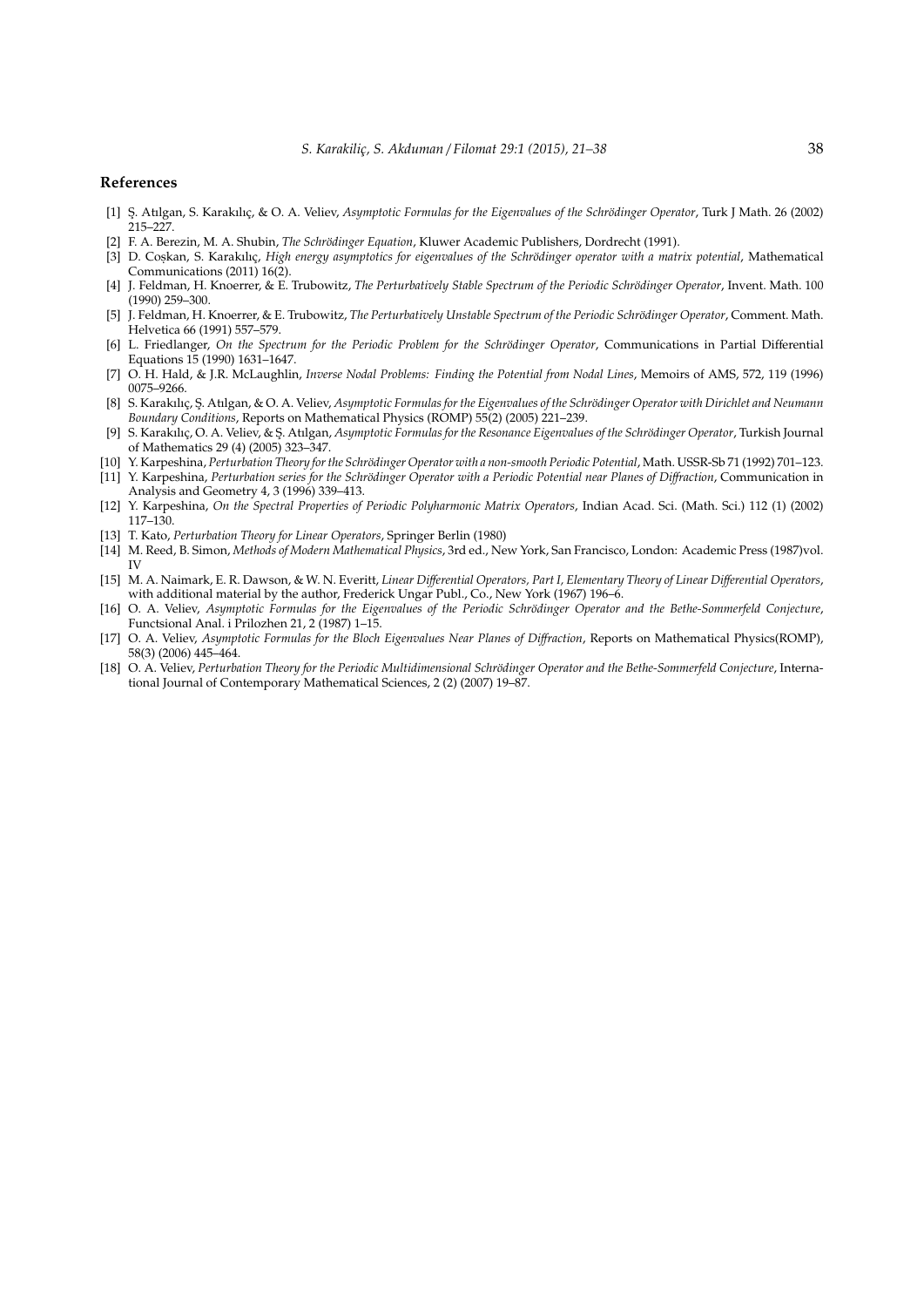## References

[1] Ş. Atılgan, S. Karakılıç, & O. A. Veliev, *Asymptotic Formulas for the Eigenvalues of the Schrödinger Operator*, Turk J Math. 26 (2002) 215–227.

[2] F. A. Berezin, M. A. Shubin, *The Schrödinger Equation*, Kluwer Academic Publishers, Dordrecht (1991).

[3] D. Coşkan, S. Karakılıç, *High energy asymptotics for eigenvalues of the Schrödinger operator with a matrix potential*, Mathematical Communications (2011) 16(2).

[4] J. Feldman, H. Knoerrer, & E. Trubowitz, *The Perturbatively Stable Spectrum of the Periodic Schrödinger Operator*, Invent. Math. 100 (1990) 259–300.

[5] J. Feldman, H. Knoerrer, & E. Trubowitz, *The Perturbatively Unstable Spectrum of the Periodic Schrödinger Operator*, Comment. Math. Helvetica 66 (1991) 557–579.

[6] L. Friedlanger, *On the Spectrum for the Periodic Problem for the Schrödinger Operator*, Communications in Partial Differential Equations 15 (1990) 1631–1647.

[7] O. H. Hald, & J.R. McLaughlin, *Inverse Nodal Problems: Finding the Potential from Nodal Lines*, Memoirs of AMS, 572, 119 (1996) 0075–9266.

[8] S. Karakılıç, Ş. Atılgan, & O. A. Veliev, *Asymptotic Formulas for the Eigenvalues of the Schrödinger Operator with Dirichlet and Neumann Boundary Conditions*, Reports on Mathematical Physics (ROMP) 55(2) (2005) 221–239.

[9] S. Karakılıç, O. A. Veliev, & Ş. Atılgan, *Asymptotic Formulas for the Resonance Eigenvalues of the Schrödinger Operator*, Turkish Journal of Mathematics 29 (4) (2005) 323–347.

[10] Y. Karpeshina, *Perturbation Theory for the Schrödinger Operator with a non-smooth Periodic Potential*, Math. USSR-Sb 71 (1992) 701–123.

[11] Y. Karpeshina, *Perturbation series for the Schrödinger Operator with a Periodic Potential near Planes of Diffraction*, Communication in Analysis and Geometry 4, 3 (1996) 339–413.

[12] Y. Karpeshina, *On the Spectral Properties of Periodic Polyharmonic Matrix Operators*, Indian Acad. Sci. (Math. Sci.) 112 (1) (2002) 117–130.

[13] T. Kato, *Perturbation Theory for Linear Operators*, Springer Berlin (1980)

[14] M. Reed, B. Simon, *Methods of Modern Mathematical Physics*, 3rd ed., New York, San Francisco, London: Academic Press (1987)vol. IV

[15] M. A. Naimark, E. R. Dawson, & W. N. Everitt, *Linear Differential Operators, Part I, Elementary Theory of Linear Differential Operators*, with additional material by the author, Frederick Ungar Publ., Co., New York (1967) 196–6.

[16] O. A. Veliev, *Asymptotic Formulas for the Eigenvalues of the Periodic Schrödinger Operator and the Bethe-Sommerfeld Conjecture*, Functsional Anal. i Prilozhen 21, 2 (1987) 1–15.

[17] O. A. Veliev, *Asymptotic Formulas for the Bloch Eigenvalues Near Planes of Diffraction*, Reports on Mathematical Physics(ROMP), 58(3) (2006) 445–464.

[18] O. A. Veliev, *Perturbation Theory for the Periodic Multidimensional Schrödinger Operator and the Bethe-Sommerfeld Conjecture*, International Journal of Contemporary Mathematical Sciences, 2 (2) (2007) 19–87.